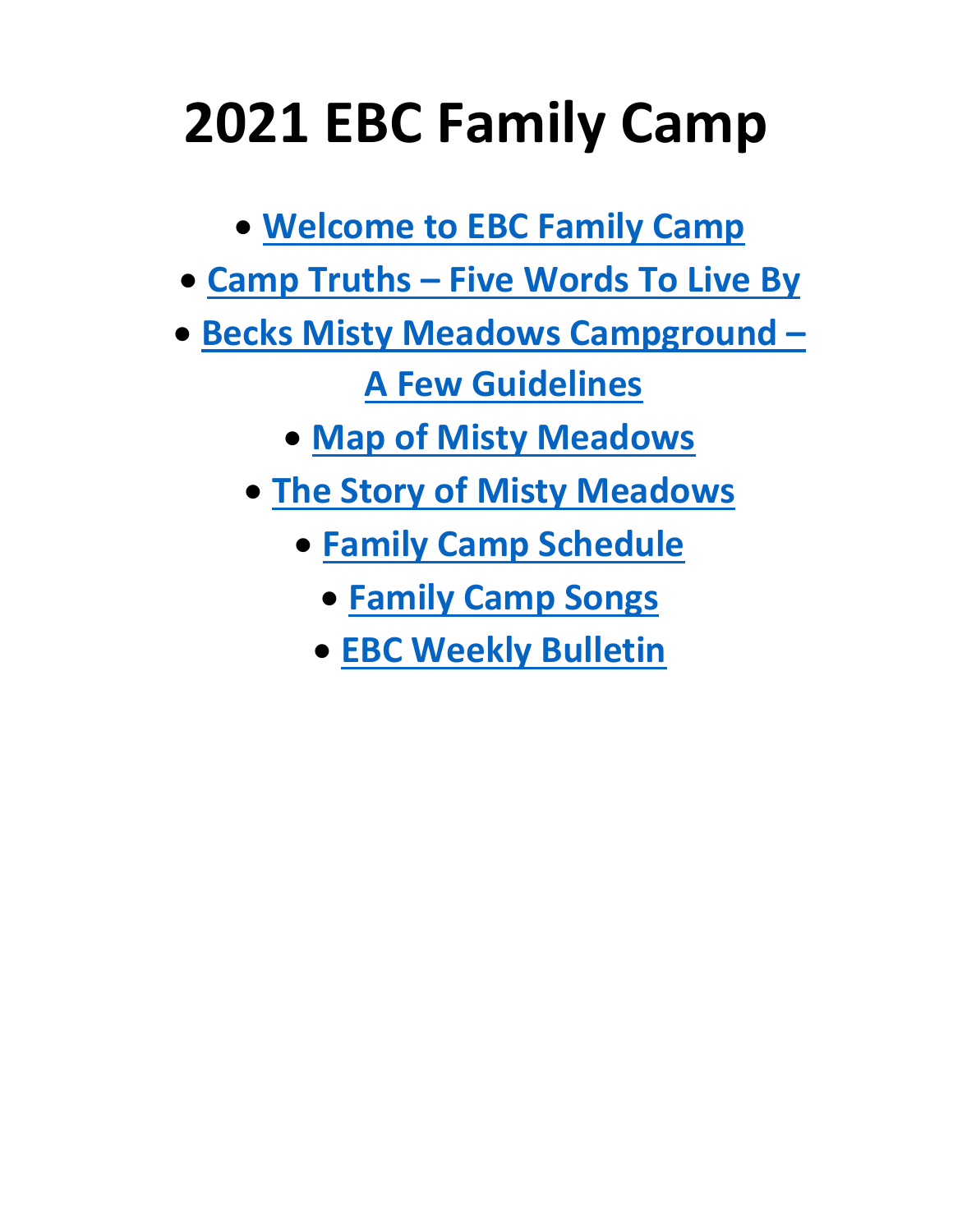# 2021 EBC Family Camp

- **Welcome to EBC Family Camp**
- **Camp Truths – Five Words To Live By**
- **Becks Misty Meadows Campground – A Few Guidelines**
- **Map of Misty Meadows**
- **The Story of Misty Meadows**
- **Family Camp Schedule**
- **Family Camp Songs**
- **EBC Weekly Bulletin**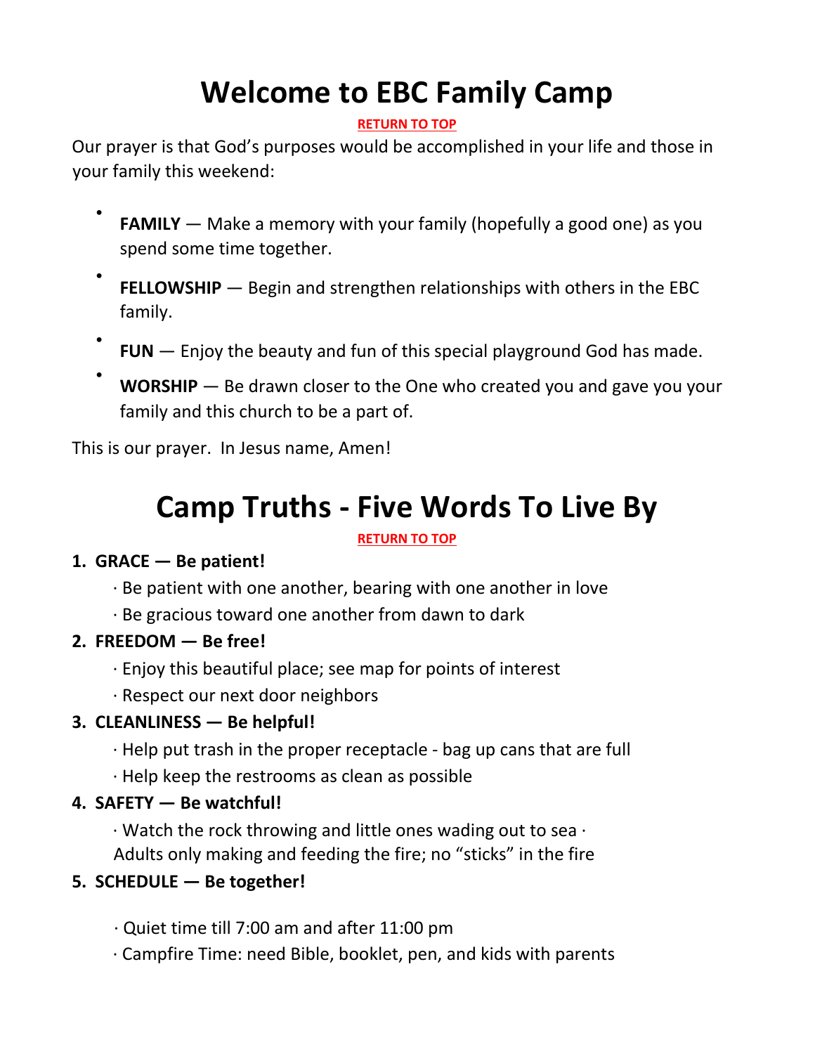# Welcome to EBC Family Camp

RETURN TO TOP

Our prayer is that God's purposes would be accomplished in your life and those in your family this weekend:

- **FAMILY** — Make a memory with your family (hopefully a good one) as you spend some time together.
- **FELLOWSHIP** — Begin and strengthen relationships with others in the EBC family.
- **FUN** — Enjoy the beauty and fun of this special playground God has made.
- **WORSHIP** — Be drawn closer to the One who created you and gave you your family and this church to be a part of.

This is our prayer. In Jesus name, Amen!

# Camp Truths - Five Words To Live By

RETURN TO TOP

1. **GRACE — Be patient!**

   · Be patient with one another, bearing with one another in love

   · Be gracious toward one another from dawn to dark

2. **FREEDOM — Be free!**

   · Enjoy this beautiful place; see map for points of interest

   · Respect our next door neighbors

3. **CLEANLINESS — Be helpful!**

   · Help put trash in the proper receptacle - bag up cans that are full

   · Help keep the restrooms as clean as possible

4. **SAFETY — Be watchful!**

   · Watch the rock throwing and little ones wading out to sea · Adults only making and feeding the fire; no "sticks" in the fire

5. **SCHEDULE — Be together!**

   · Quiet time till 7:00 am and after 11:00 pm

   · Campfire Time: need Bible, booklet, pen, and kids with parents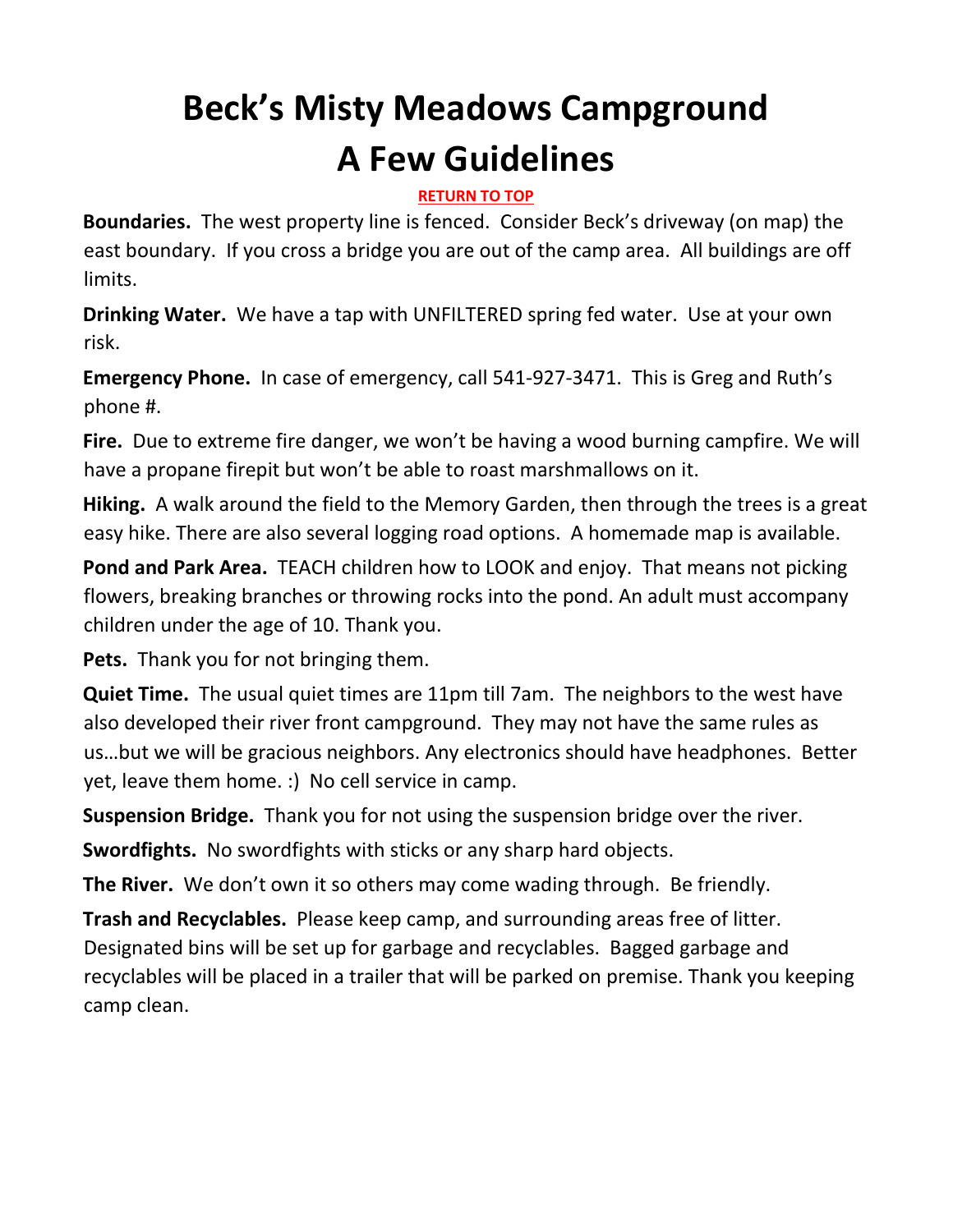# Beck's Misty Meadows Campground
# A Few Guidelines

RETURN TO TOP

**Boundaries.** The west property line is fenced. Consider Beck's driveway (on map) the east boundary. If you cross a bridge you are out of the camp area. All buildings are off limits.

**Drinking Water.** We have a tap with UNFILTERED spring fed water. Use at your own risk.

**Emergency Phone.** In case of emergency, call 541-927-3471. This is Greg and Ruth's phone #.

**Fire.** Due to extreme fire danger, we won't be having a wood burning campfire. We will have a propane firepit but won't be able to roast marshmallows on it.

**Hiking.** A walk around the field to the Memory Garden, then through the trees is a great easy hike. There are also several logging road options. A homemade map is available.

**Pond and Park Area.** TEACH children how to LOOK and enjoy. That means not picking flowers, breaking branches or throwing rocks into the pond. An adult must accompany children under the age of 10. Thank you.

**Pets.** Thank you for not bringing them.

**Quiet Time.** The usual quiet times are 11pm till 7am. The neighbors to the west have also developed their river front campground. They may not have the same rules as us…but we will be gracious neighbors. Any electronics should have headphones. Better yet, leave them home. :) No cell service in camp.

**Suspension Bridge.** Thank you for not using the suspension bridge over the river.

**Swordfights.** No swordfights with sticks or any sharp hard objects.

**The River.** We don't own it so others may come wading through. Be friendly.

**Trash and Recyclables.** Please keep camp, and surrounding areas free of litter. Designated bins will be set up for garbage and recyclables. Bagged garbage and recyclables will be placed in a trailer that will be parked on premise. Thank you keeping camp clean.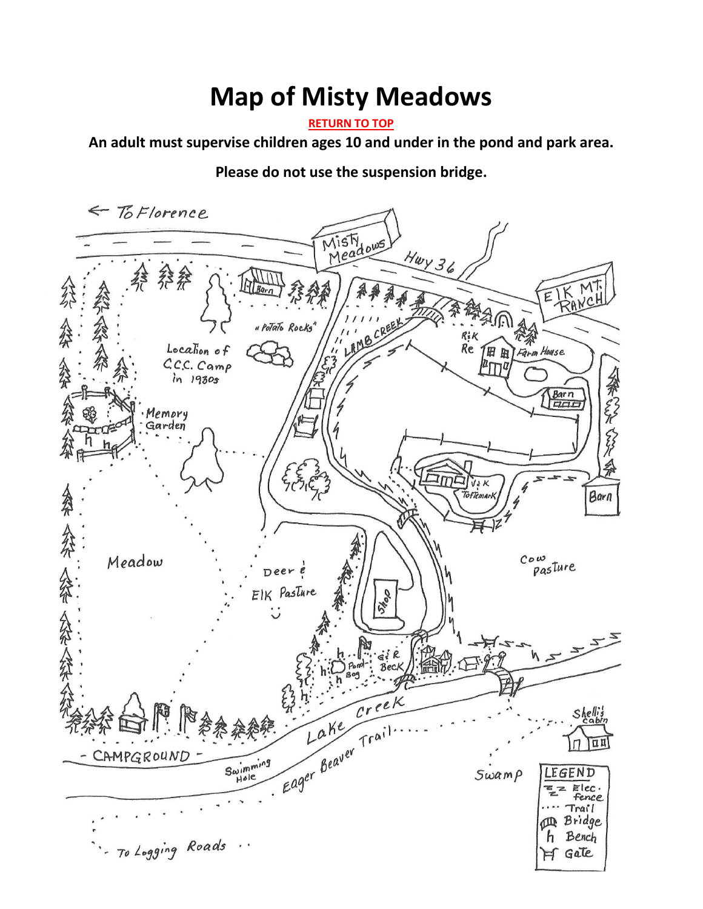# Map of Misty Meadows

RETURN TO TOP

**An adult must supervise children ages 10 and under in the pond and park area.**

**Please do not use the suspension bridge.**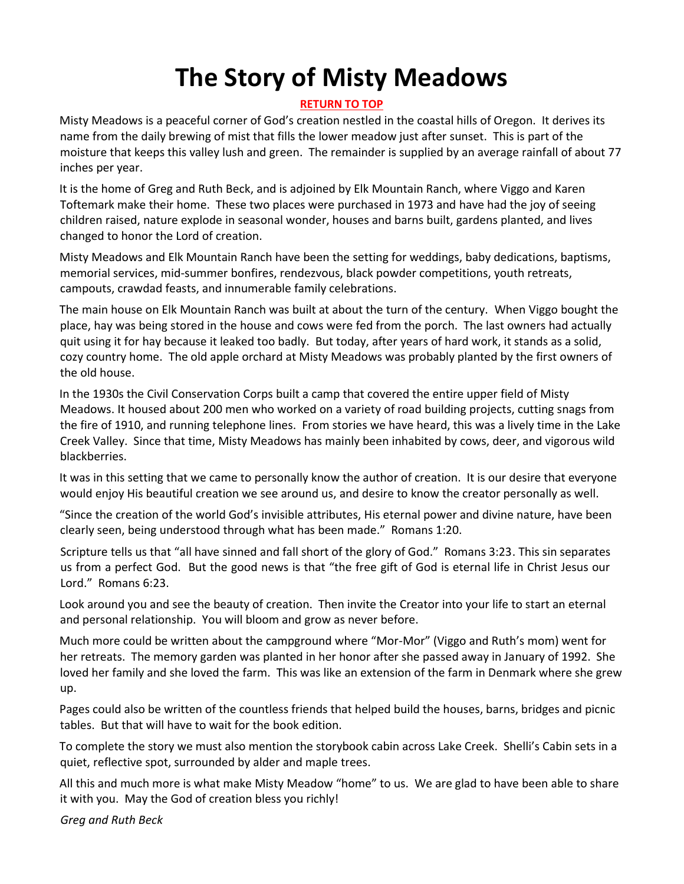# The Story of Misty Meadows

**RETURN TO TOP**

Misty Meadows is a peaceful corner of God's creation nestled in the coastal hills of Oregon. It derives its name from the daily brewing of mist that fills the lower meadow just after sunset. This is part of the moisture that keeps this valley lush and green. The remainder is supplied by an average rainfall of about 77 inches per year.

It is the home of Greg and Ruth Beck, and is adjoined by Elk Mountain Ranch, where Viggo and Karen Toftemark make their home. These two places were purchased in 1973 and have had the joy of seeing children raised, nature explode in seasonal wonder, houses and barns built, gardens planted, and lives changed to honor the Lord of creation.

Misty Meadows and Elk Mountain Ranch have been the setting for weddings, baby dedications, baptisms, memorial services, mid-summer bonfires, rendezvous, black powder competitions, youth retreats, campouts, crawdad feasts, and innumerable family celebrations.

The main house on Elk Mountain Ranch was built at about the turn of the century. When Viggo bought the place, hay was being stored in the house and cows were fed from the porch. The last owners had actually quit using it for hay because it leaked too badly. But today, after years of hard work, it stands as a solid, cozy country home. The old apple orchard at Misty Meadows was probably planted by the first owners of the old house.

In the 1930s the Civil Conservation Corps built a camp that covered the entire upper field of Misty Meadows. It housed about 200 men who worked on a variety of road building projects, cutting snags from the fire of 1910, and running telephone lines. From stories we have heard, this was a lively time in the Lake Creek Valley. Since that time, Misty Meadows has mainly been inhabited by cows, deer, and vigorous wild blackberries.

It was in this setting that we came to personally know the author of creation. It is our desire that everyone would enjoy His beautiful creation we see around us, and desire to know the creator personally as well.

"Since the creation of the world God's invisible attributes, His eternal power and divine nature, have been clearly seen, being understood through what has been made." Romans 1:20.

Scripture tells us that "all have sinned and fall short of the glory of God." Romans 3:23. This sin separates us from a perfect God. But the good news is that "the free gift of God is eternal life in Christ Jesus our Lord." Romans 6:23.

Look around you and see the beauty of creation. Then invite the Creator into your life to start an eternal and personal relationship. You will bloom and grow as never before.

Much more could be written about the campground where "Mor-Mor" (Viggo and Ruth's mom) went for her retreats. The memory garden was planted in her honor after she passed away in January of 1992. She loved her family and she loved the farm. This was like an extension of the farm in Denmark where she grew up.

Pages could also be written of the countless friends that helped build the houses, barns, bridges and picnic tables. But that will have to wait for the book edition.

To complete the story we must also mention the storybook cabin across Lake Creek. Shelli's Cabin sets in a quiet, reflective spot, surrounded by alder and maple trees.

All this and much more is what make Misty Meadow "home" to us. We are glad to have been able to share it with you. May the God of creation bless you richly!

*Greg and Ruth Beck*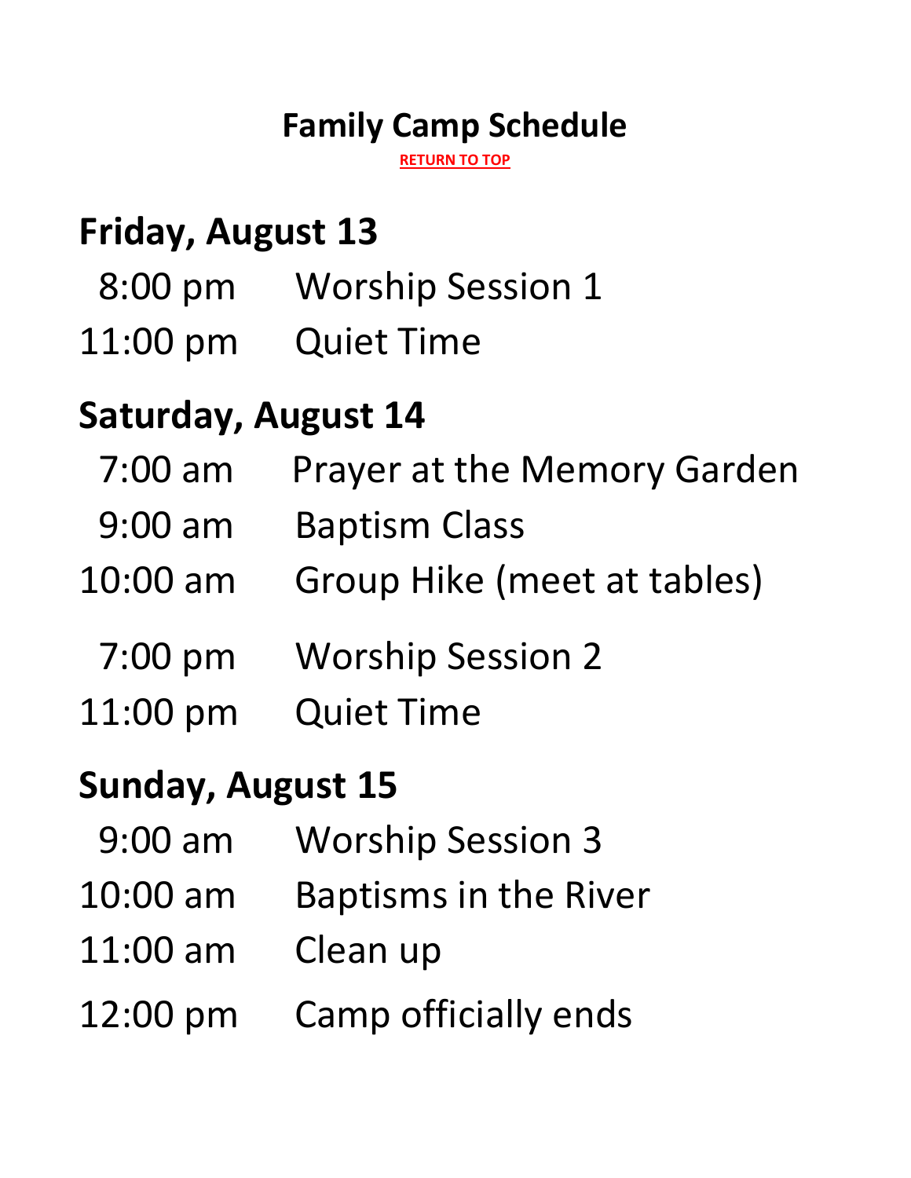# Family Camp Schedule

RETURN TO TOP

## Friday, August 13

8:00 pm Worship Session 1

11:00 pm Quiet Time

## Saturday, August 14

7:00 am Prayer at the Memory Garden

9:00 am Baptism Class

10:00 am Group Hike (meet at tables)

7:00 pm Worship Session 2

11:00 pm Quiet Time

## Sunday, August 15

9:00 am Worship Session 3

10:00 am Baptisms in the River

11:00 am Clean up

12:00 pm Camp officially ends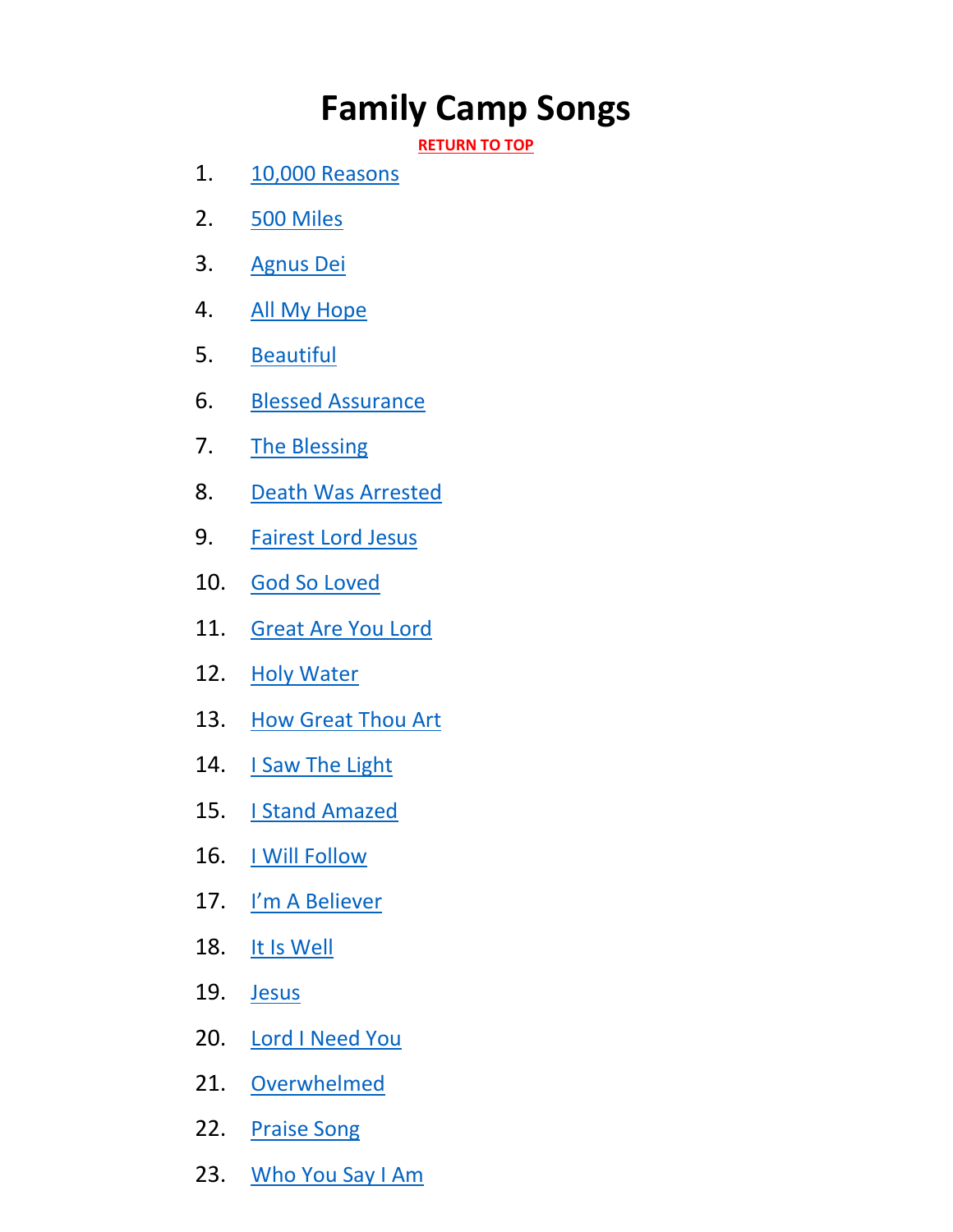# Family Camp Songs

**RETURN TO TOP**

1. 10,000 Reasons
2. 500 Miles
3. Agnus Dei
4. All My Hope
5. Beautiful
6. Blessed Assurance
7. The Blessing
8. Death Was Arrested
9. Fairest Lord Jesus
10. God So Loved
11. Great Are You Lord
12. Holy Water
13. How Great Thou Art
14. I Saw The Light
15. I Stand Amazed
16. I Will Follow
17. I'm A Believer
18. It Is Well
19. Jesus
20. Lord I Need You
21. Overwhelmed
22. Praise Song
23. Who You Say I Am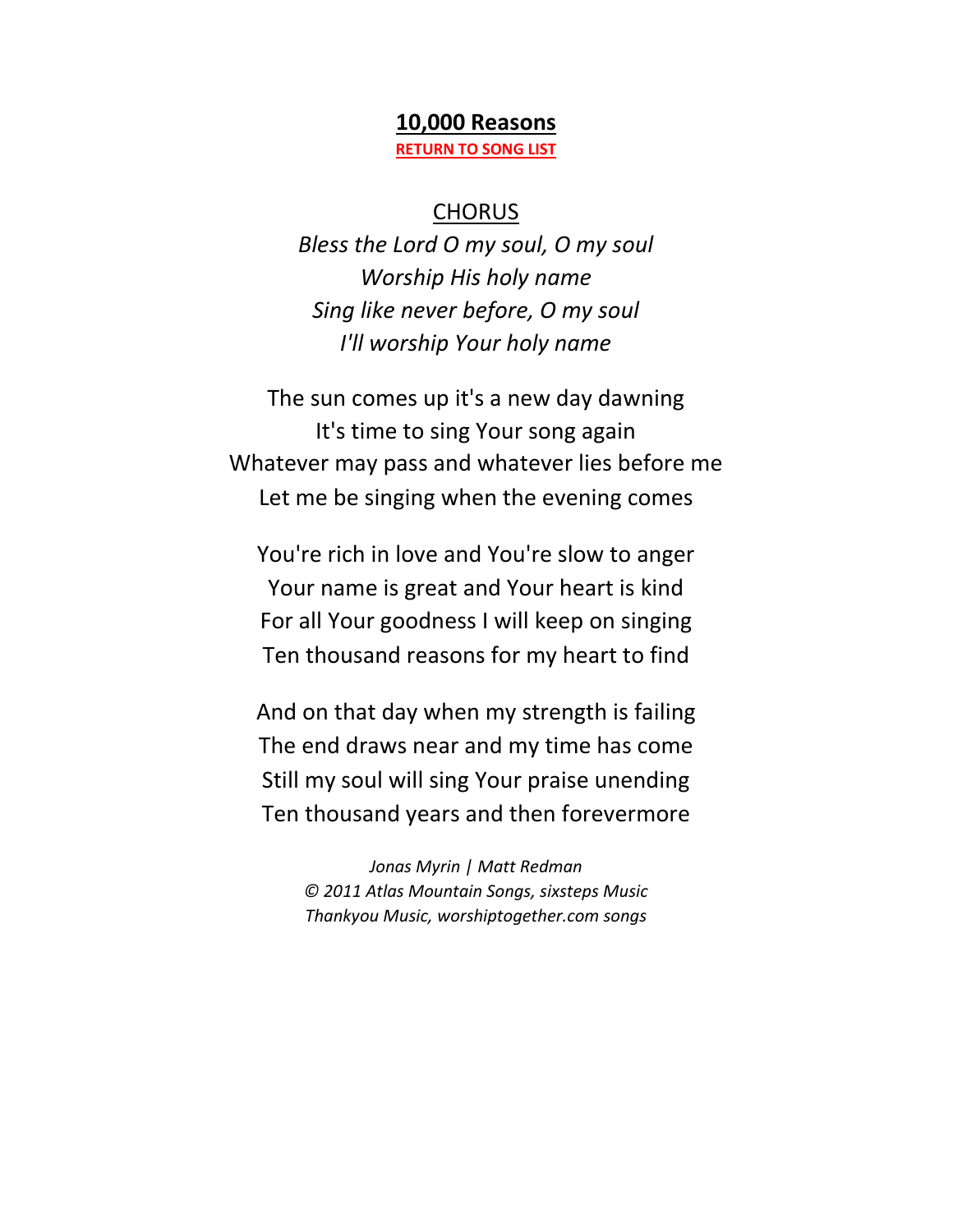# 10,000 Reasons

**RETURN TO SONG LIST**

CHORUS

*Bless the Lord O my soul, O my soul*
*Worship His holy name*
*Sing like never before, O my soul*
*I'll worship Your holy name*

The sun comes up it's a new day dawning
It's time to sing Your song again
Whatever may pass and whatever lies before me
Let me be singing when the evening comes

You're rich in love and You're slow to anger
Your name is great and Your heart is kind
For all Your goodness I will keep on singing
Ten thousand reasons for my heart to find

And on that day when my strength is failing
The end draws near and my time has come
Still my soul will sing Your praise unending
Ten thousand years and then forevermore

*Jonas Myrin | Matt Redman*
*© 2011 Atlas Mountain Songs, sixsteps Music*
*Thankyou Music, worshiptogether.com songs*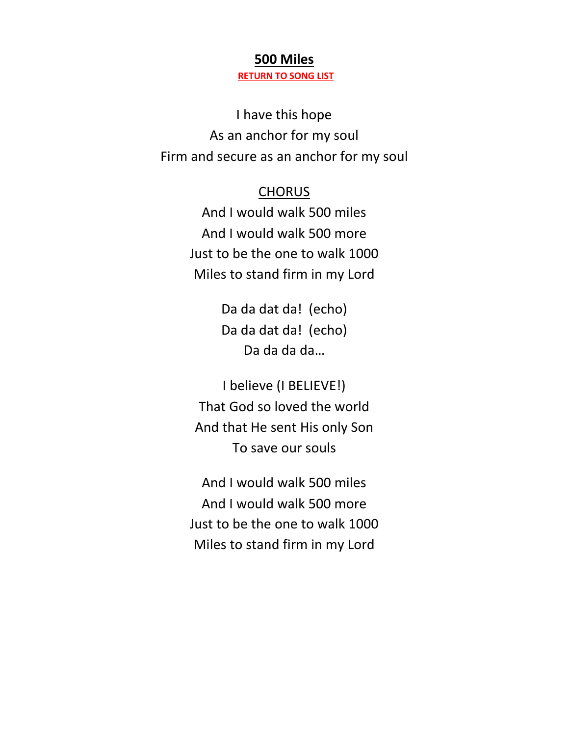# **500 Miles**

**RETURN TO SONG LIST**

I have this hope
As an anchor for my soul
Firm and secure as an anchor for my soul

CHORUS
And I would walk 500 miles
And I would walk 500 more
Just to be the one to walk 1000
Miles to stand firm in my Lord

Da da dat da! (echo)
Da da dat da! (echo)
Da da da da…

I believe (I BELIEVE!)
That God so loved the world
And that He sent His only Son
To save our souls

And I would walk 500 miles
And I would walk 500 more
Just to be the one to walk 1000
Miles to stand firm in my Lord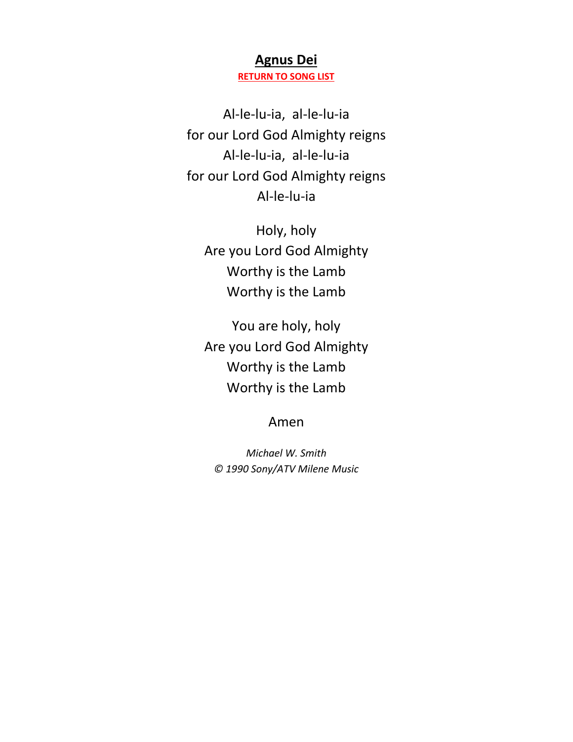# Agnus Dei

**RETURN TO SONG LIST**

Al-le-lu-ia,  al-le-lu-ia
for our Lord God Almighty reigns
Al-le-lu-ia,  al-le-lu-ia
for our Lord God Almighty reigns
Al-le-lu-ia

Holy, holy
Are you Lord God Almighty
Worthy is the Lamb
Worthy is the Lamb

You are holy, holy
Are you Lord God Almighty
Worthy is the Lamb
Worthy is the Lamb

Amen

*Michael W. Smith*
*© 1990 Sony/ATV Milene Music*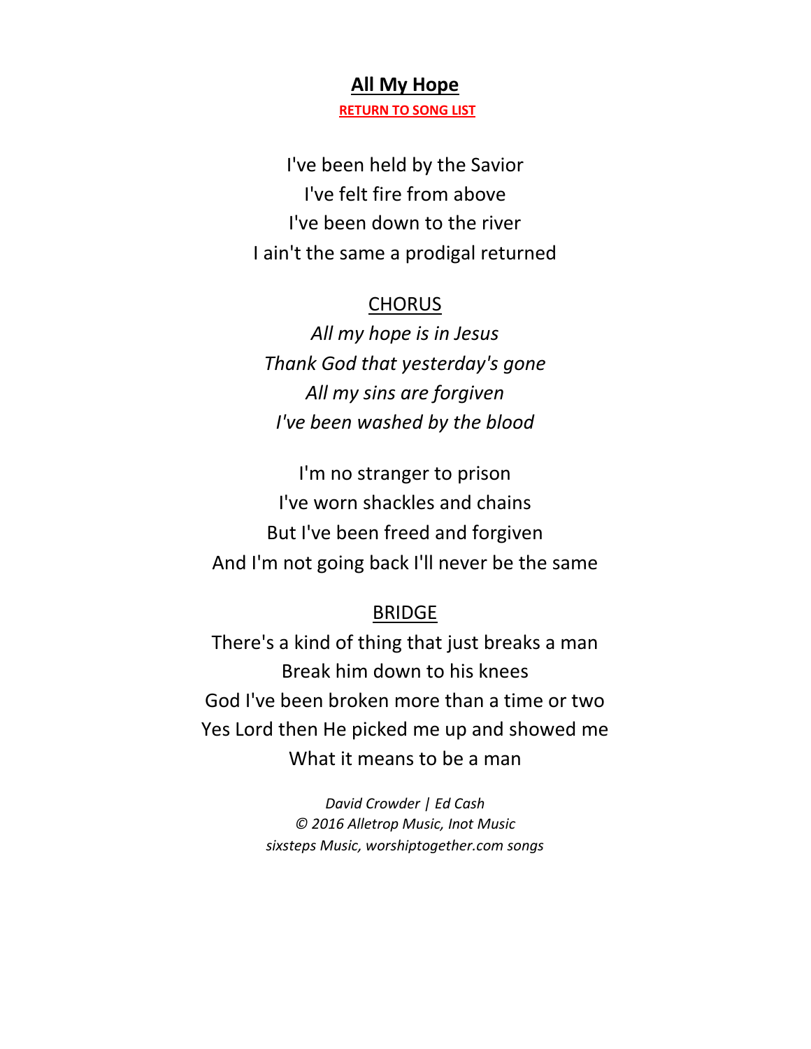# **All My Hope**

**RETURN TO SONG LIST**

I've been held by the Savior
I've felt fire from above
I've been down to the river
I ain't the same a prodigal returned

CHORUS

*All my hope is in Jesus*
*Thank God that yesterday's gone*
*All my sins are forgiven*
*I've been washed by the blood*

I'm no stranger to prison
I've worn shackles and chains
But I've been freed and forgiven
And I'm not going back I'll never be the same

BRIDGE

There's a kind of thing that just breaks a man
Break him down to his knees
God I've been broken more than a time or two
Yes Lord then He picked me up and showed me
What it means to be a man

*David Crowder | Ed Cash*
*© 2016 Alletrop Music, Inot Music*
*sixsteps Music, worshiptogether.com songs*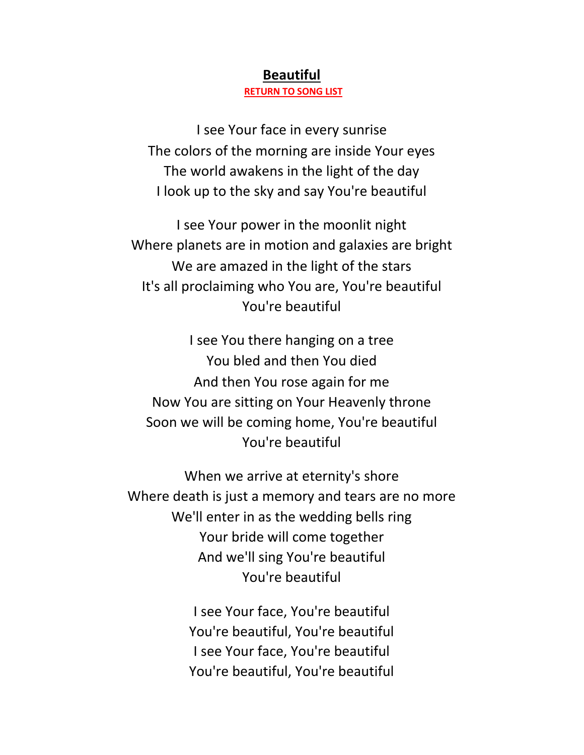## **Beautiful**

**RETURN TO SONG LIST**

I see Your face in every sunrise
The colors of the morning are inside Your eyes
The world awakens in the light of the day
I look up to the sky and say You're beautiful

I see Your power in the moonlit night
Where planets are in motion and galaxies are bright
We are amazed in the light of the stars
It's all proclaiming who You are, You're beautiful
You're beautiful

I see You there hanging on a tree
You bled and then You died
And then You rose again for me
Now You are sitting on Your Heavenly throne
Soon we will be coming home, You're beautiful
You're beautiful

When we arrive at eternity's shore
Where death is just a memory and tears are no more
We'll enter in as the wedding bells ring
Your bride will come together
And we'll sing You're beautiful
You're beautiful

I see Your face, You're beautiful
You're beautiful, You're beautiful
I see Your face, You're beautiful
You're beautiful, You're beautiful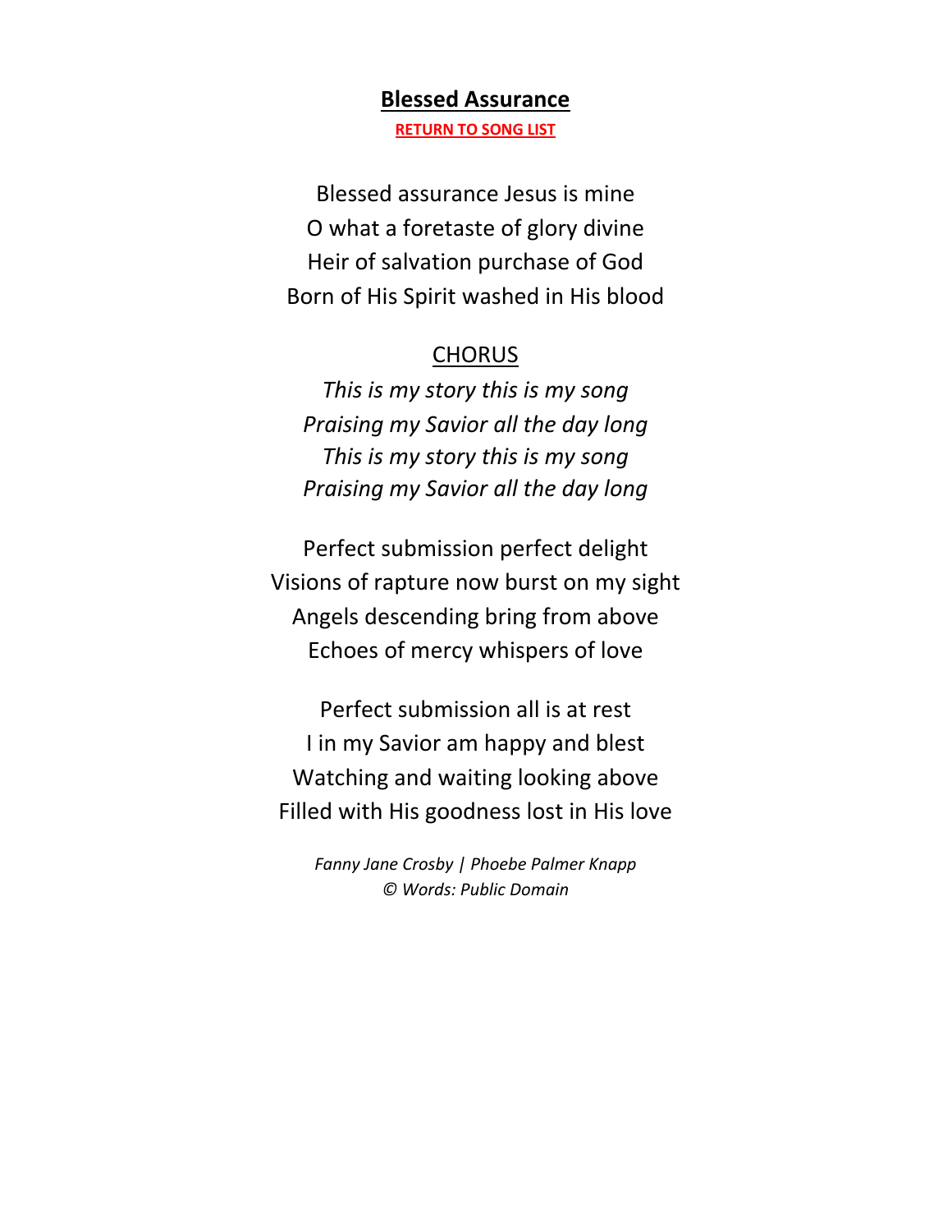## **Blessed Assurance**

**RETURN TO SONG LIST**

Blessed assurance Jesus is mine  
O what a foretaste of glory divine  
Heir of salvation purchase of God  
Born of His Spirit washed in His blood

CHORUS

*This is my story this is my song*  
*Praising my Savior all the day long*  
*This is my story this is my song*  
*Praising my Savior all the day long*

Perfect submission perfect delight  
Visions of rapture now burst on my sight  
Angels descending bring from above  
Echoes of mercy whispers of love

Perfect submission all is at rest  
I in my Savior am happy and blest  
Watching and waiting looking above  
Filled with His goodness lost in His love

*Fanny Jane Crosby | Phoebe Palmer Knapp*  
*© Words: Public Domain*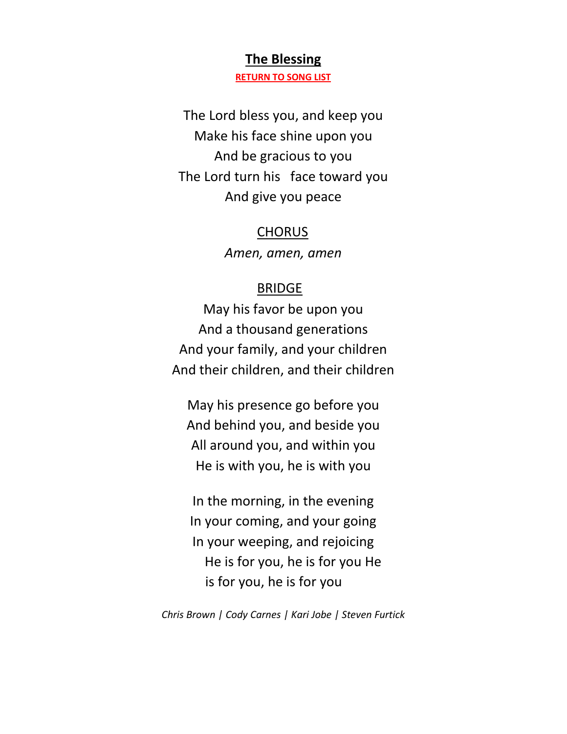**The Blessing**

**RETURN TO SONG LIST**

The Lord bless you, and keep you
Make his face shine upon you
And be gracious to you
The Lord turn his face toward you
And give you peace

CHORUS

*Amen, amen, amen*

BRIDGE

May his favor be upon you
And a thousand generations
And your family, and your children
And their children, and their children

May his presence go before you
And behind you, and beside you
All around you, and within you
He is with you, he is with you

In the morning, in the evening
In your coming, and your going
In your weeping, and rejoicing
He is for you, he is for you He
is for you, he is for you

*Chris Brown | Cody Carnes | Kari Jobe | Steven Furtick*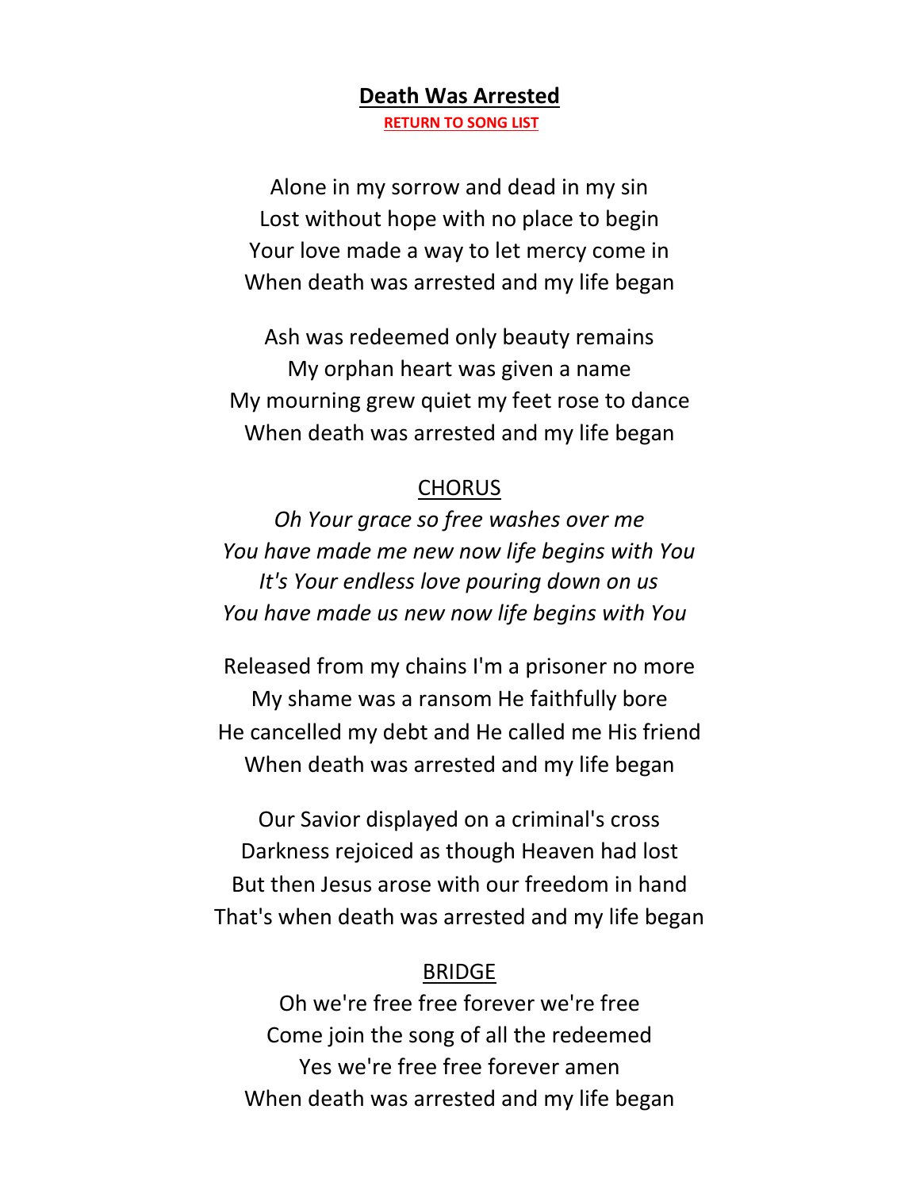# Death Was Arrested

RETURN TO SONG LIST

Alone in my sorrow and dead in my sin
Lost without hope with no place to begin
Your love made a way to let mercy come in
When death was arrested and my life began

Ash was redeemed only beauty remains
My orphan heart was given a name
My mourning grew quiet my feet rose to dance
When death was arrested and my life began

CHORUS

*Oh Your grace so free washes over me*
*You have made me new now life begins with You*
*It's Your endless love pouring down on us*
*You have made us new now life begins with You*

Released from my chains I'm a prisoner no more
My shame was a ransom He faithfully bore
He cancelled my debt and He called me His friend
When death was arrested and my life began

Our Savior displayed on a criminal's cross
Darkness rejoiced as though Heaven had lost
But then Jesus arose with our freedom in hand
That's when death was arrested and my life began

BRIDGE

Oh we're free free forever we're free
Come join the song of all the redeemed
Yes we're free free forever amen
When death was arrested and my life began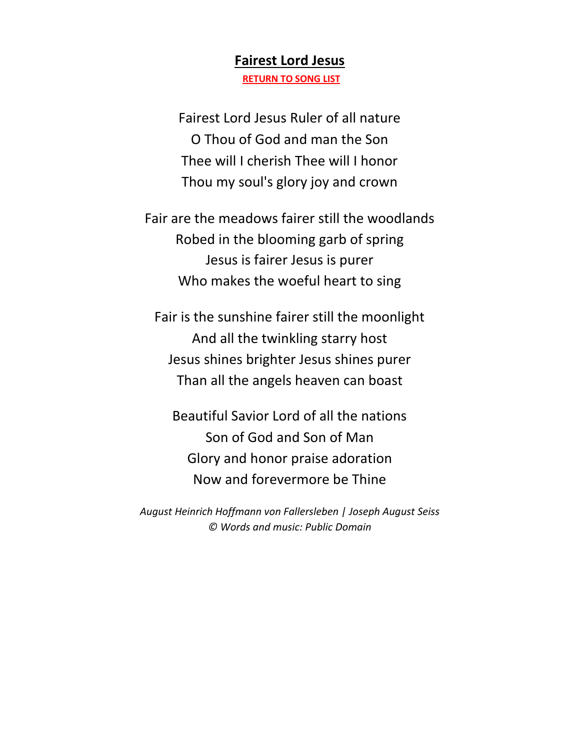# Fairest Lord Jesus

**RETURN TO SONG LIST**

Fairest Lord Jesus Ruler of all nature
O Thou of God and man the Son
Thee will I cherish Thee will I honor
Thou my soul's glory joy and crown

Fair are the meadows fairer still the woodlands
Robed in the blooming garb of spring
Jesus is fairer Jesus is purer
Who makes the woeful heart to sing

Fair is the sunshine fairer still the moonlight
And all the twinkling starry host
Jesus shines brighter Jesus shines purer
Than all the angels heaven can boast

Beautiful Savior Lord of all the nations
Son of God and Son of Man
Glory and honor praise adoration
Now and forevermore be Thine

*August Heinrich Hoffmann von Fallersleben | Joseph August Seiss*
*© Words and music: Public Domain*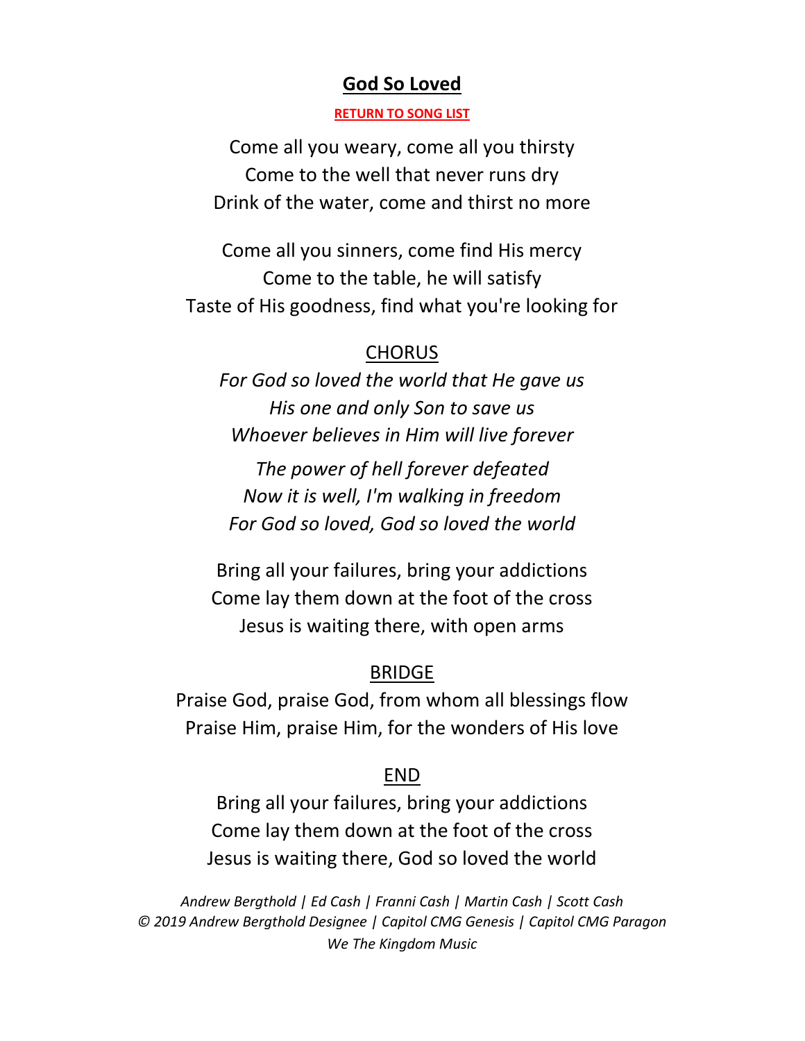## God So Loved

**RETURN TO SONG LIST**

Come all you weary, come all you thirsty
Come to the well that never runs dry
Drink of the water, come and thirst no more

Come all you sinners, come find His mercy
Come to the table, he will satisfy
Taste of His goodness, find what you're looking for

CHORUS

*For God so loved the world that He gave us*
*His one and only Son to save us*
*Whoever believes in Him will live forever*

*The power of hell forever defeated*
*Now it is well, I'm walking in freedom*
*For God so loved, God so loved the world*

Bring all your failures, bring your addictions
Come lay them down at the foot of the cross
Jesus is waiting there, with open arms

BRIDGE

Praise God, praise God, from whom all blessings flow
Praise Him, praise Him, for the wonders of His love

END

Bring all your failures, bring your addictions
Come lay them down at the foot of the cross
Jesus is waiting there, God so loved the world

*Andrew Bergthold | Ed Cash | Franni Cash | Martin Cash | Scott Cash*
*© 2019 Andrew Bergthold Designee | Capitol CMG Genesis | Capitol CMG Paragon*
*We The Kingdom Music*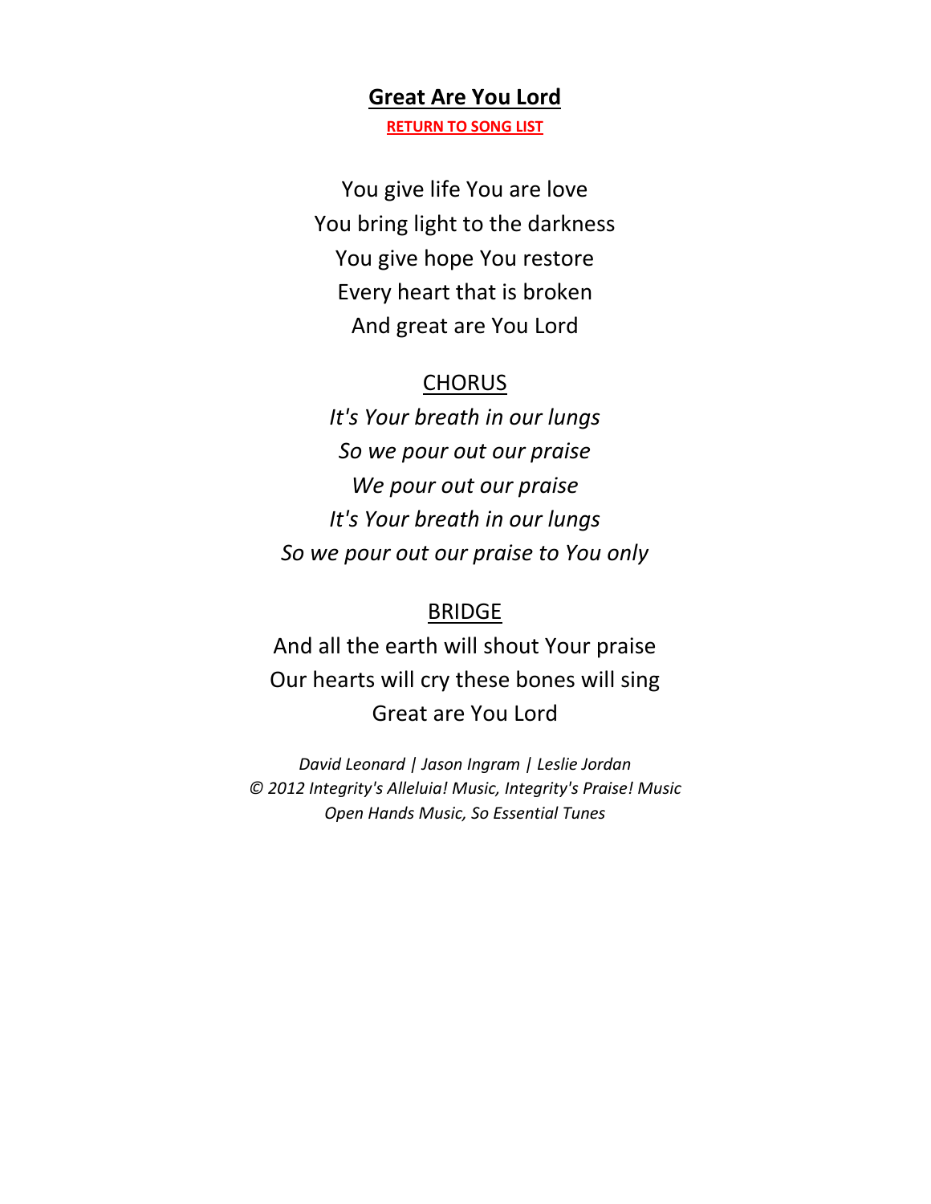# **Great Are You Lord**

**RETURN TO SONG LIST**

You give life You are love
You bring light to the darkness
You give hope You restore
Every heart that is broken
And great are You Lord

CHORUS

*It's Your breath in our lungs*
*So we pour out our praise*
*We pour out our praise*
*It's Your breath in our lungs*
*So we pour out our praise to You only*

BRIDGE

And all the earth will shout Your praise
Our hearts will cry these bones will sing
Great are You Lord

*David Leonard | Jason Ingram | Leslie Jordan*
*© 2012 Integrity's Alleluia! Music, Integrity's Praise! Music*
*Open Hands Music, So Essential Tunes*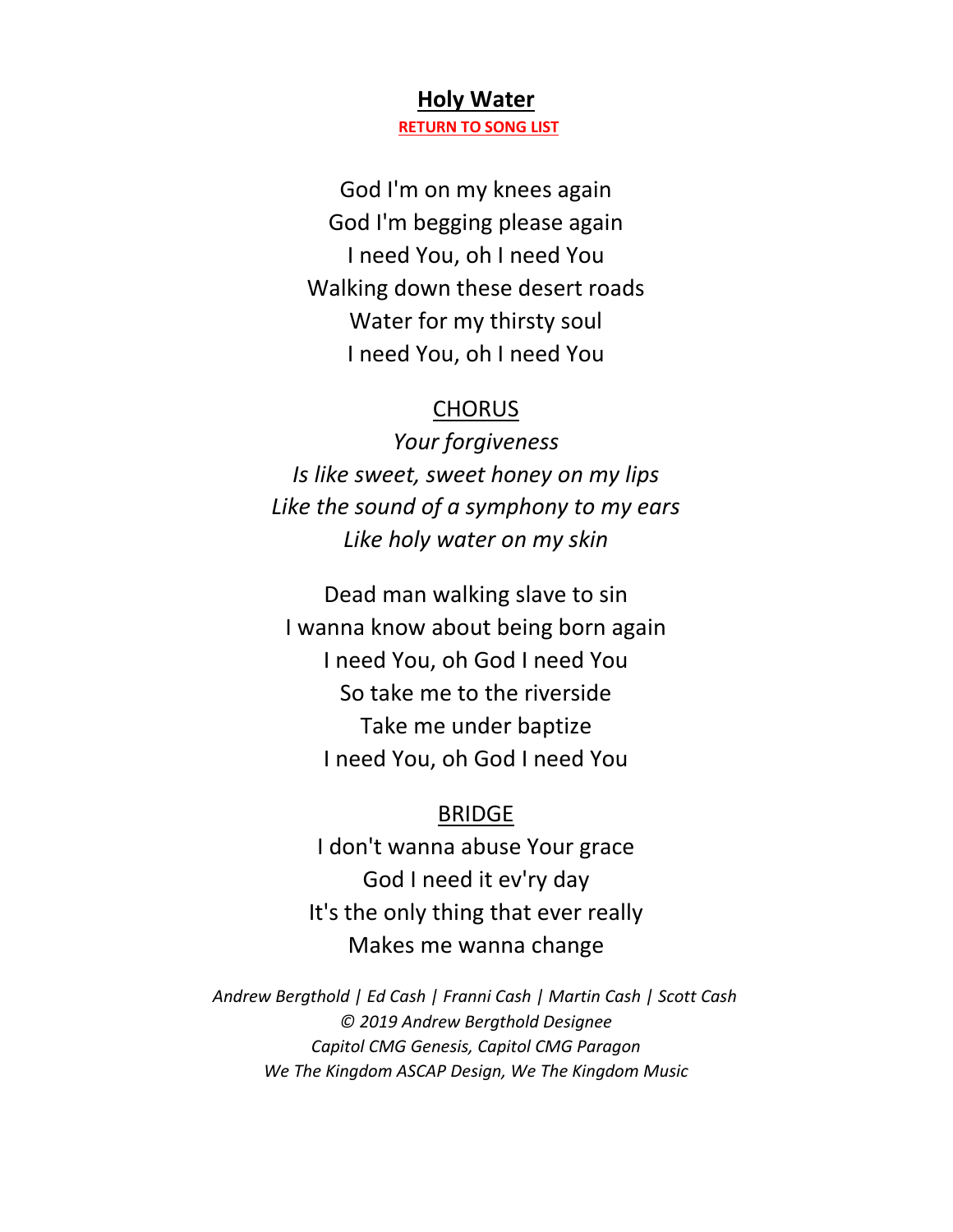# Holy Water

**RETURN TO SONG LIST**

God I'm on my knees again
God I'm begging please again
I need You, oh I need You
Walking down these desert roads
Water for my thirsty soul
I need You, oh I need You

CHORUS

*Your forgiveness*
*Is like sweet, sweet honey on my lips*
*Like the sound of a symphony to my ears*
*Like holy water on my skin*

Dead man walking slave to sin
I wanna know about being born again
I need You, oh God I need You
So take me to the riverside
Take me under baptize
I need You, oh God I need You

BRIDGE

I don't wanna abuse Your grace
God I need it ev'ry day
It's the only thing that ever really
Makes me wanna change

*Andrew Bergthold | Ed Cash | Franni Cash | Martin Cash | Scott Cash*
*© 2019 Andrew Bergthold Designee*
*Capitol CMG Genesis, Capitol CMG Paragon*
*We The Kingdom ASCAP Design, We The Kingdom Music*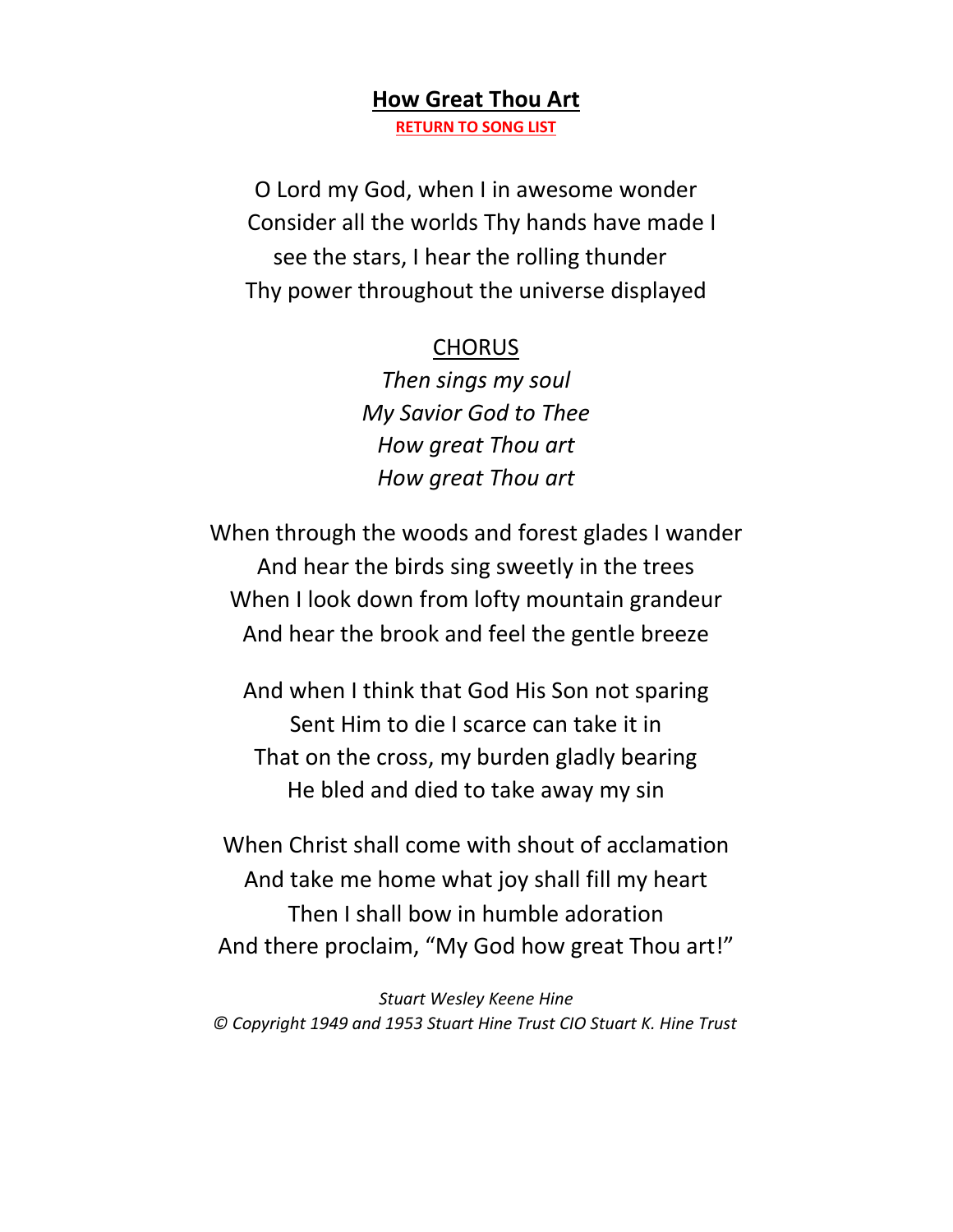# **How Great Thou Art**

**RETURN TO SONG LIST**

O Lord my God, when I in awesome wonder
Consider all the worlds Thy hands have made I
see the stars, I hear the rolling thunder
Thy power throughout the universe displayed

CHORUS

*Then sings my soul*
*My Savior God to Thee*
*How great Thou art*
*How great Thou art*

When through the woods and forest glades I wander
And hear the birds sing sweetly in the trees
When I look down from lofty mountain grandeur
And hear the brook and feel the gentle breeze

And when I think that God His Son not sparing
Sent Him to die I scarce can take it in
That on the cross, my burden gladly bearing
He bled and died to take away my sin

When Christ shall come with shout of acclamation
And take me home what joy shall fill my heart
Then I shall bow in humble adoration
And there proclaim, "My God how great Thou art!"

*Stuart Wesley Keene Hine*
*© Copyright 1949 and 1953 Stuart Hine Trust CIO Stuart K. Hine Trust*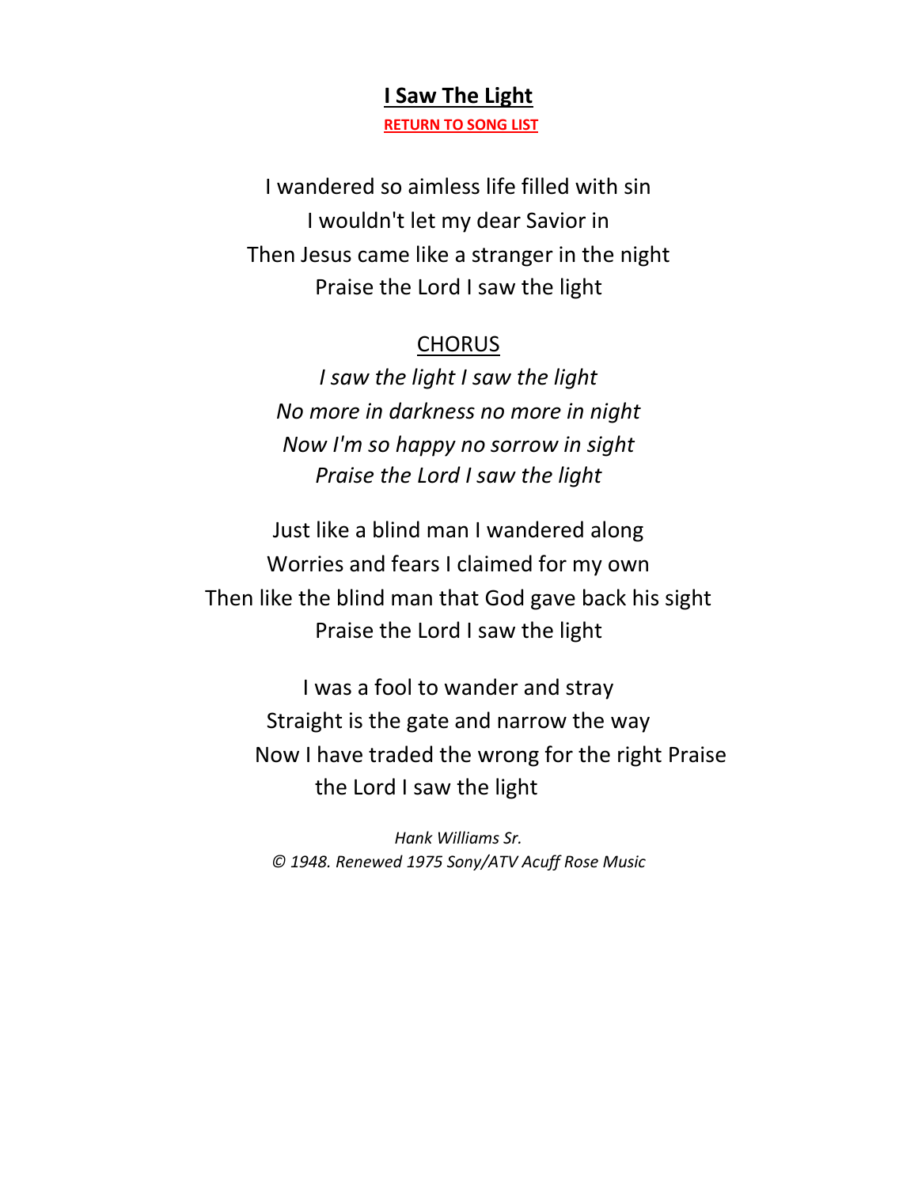# I Saw The Light

RETURN TO SONG LIST

I wandered so aimless life filled with sin
I wouldn't let my dear Savior in
Then Jesus came like a stranger in the night
Praise the Lord I saw the light

CHORUS

*I saw the light I saw the light*
*No more in darkness no more in night*
*Now I'm so happy no sorrow in sight*
*Praise the Lord I saw the light*

Just like a blind man I wandered along
Worries and fears I claimed for my own
Then like the blind man that God gave back his sight
Praise the Lord I saw the light

I was a fool to wander and stray
Straight is the gate and narrow the way
Now I have traded the wrong for the right Praise
the Lord I saw the light

*Hank Williams Sr.*
*© 1948. Renewed 1975 Sony/ATV Acuff Rose Music*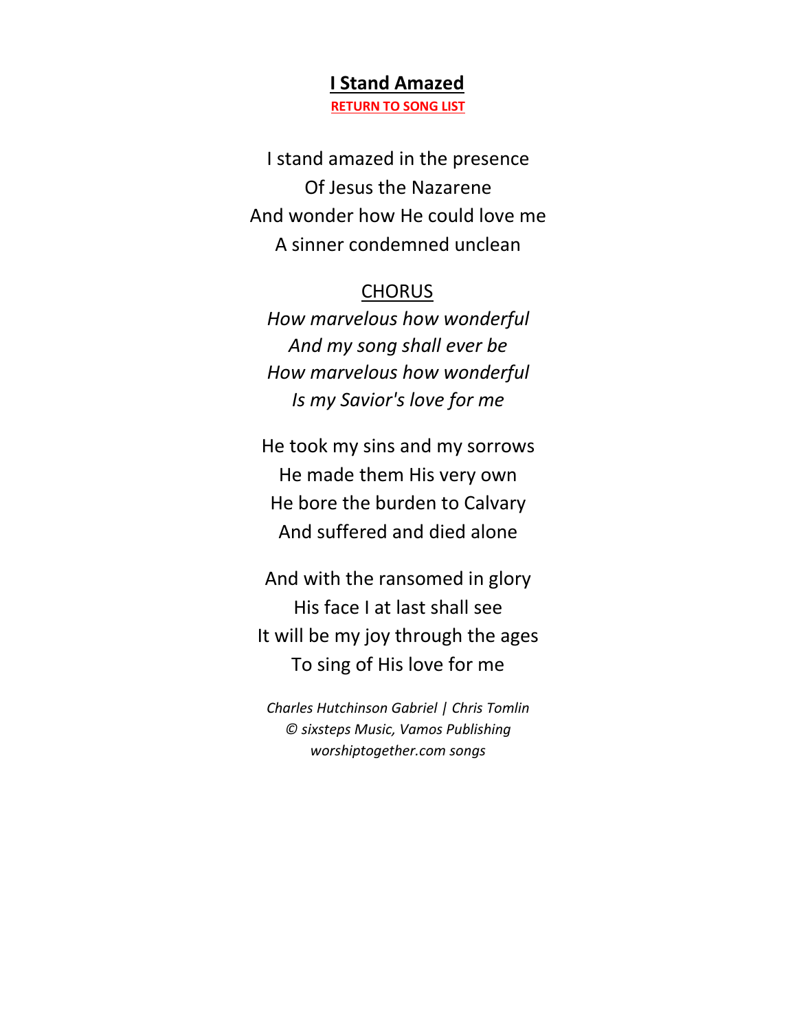# **I Stand Amazed**

**RETURN TO SONG LIST**

I stand amazed in the presence
Of Jesus the Nazarene
And wonder how He could love me
A sinner condemned unclean

CHORUS

*How marvelous how wonderful*
*And my song shall ever be*
*How marvelous how wonderful*
*Is my Savior's love for me*

He took my sins and my sorrows
He made them His very own
He bore the burden to Calvary
And suffered and died alone

And with the ransomed in glory
His face I at last shall see
It will be my joy through the ages
To sing of His love for me

*Charles Hutchinson Gabriel | Chris Tomlin*
*© sixsteps Music, Vamos Publishing*
*worshiptogether.com songs*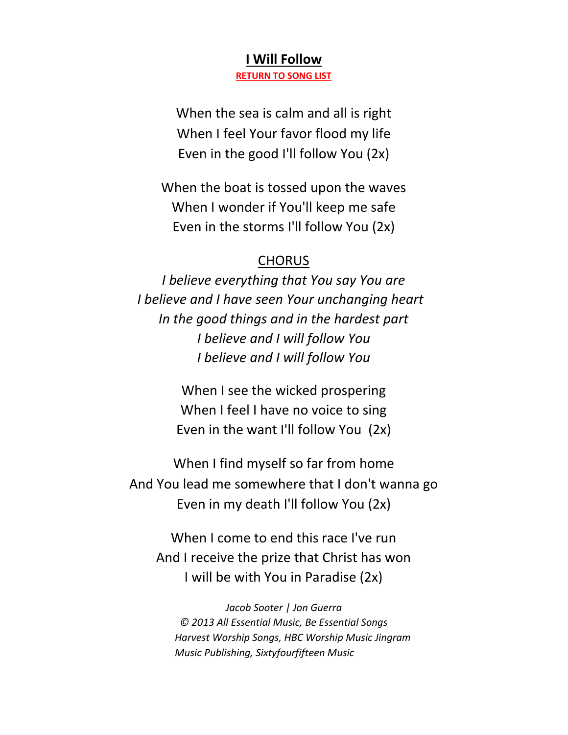# I Will Follow

**RETURN TO SONG LIST**

When the sea is calm and all is right
When I feel Your favor flood my life
Even in the good I'll follow You (2x)

When the boat is tossed upon the waves
When I wonder if You'll keep me safe
Even in the storms I'll follow You (2x)

CHORUS

*I believe everything that You say You are*
*I believe and I have seen Your unchanging heart*
*In the good things and in the hardest part*
*I believe and I will follow You*
*I believe and I will follow You*

When I see the wicked prospering
When I feel I have no voice to sing
Even in the want I'll follow You (2x)

When I find myself so far from home
And You lead me somewhere that I don't wanna go
Even in my death I'll follow You (2x)

When I come to end this race I've run
And I receive the prize that Christ has won
I will be with You in Paradise (2x)

*Jacob Sooter | Jon Guerra*
*© 2013 All Essential Music, Be Essential Songs*
*Harvest Worship Songs, HBC Worship Music Jingram*
*Music Publishing, Sixtyfourfifteen Music*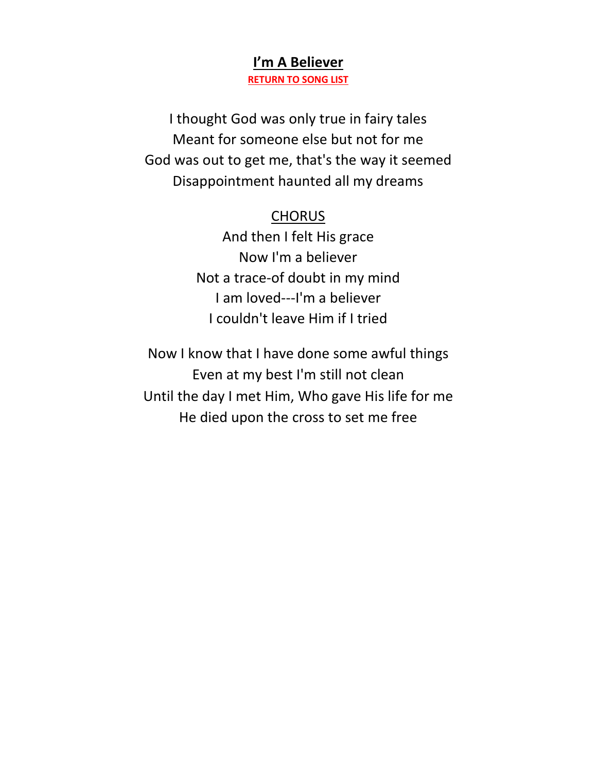## I'm A Believer

RETURN TO SONG LIST

I thought God was only true in fairy tales
Meant for someone else but not for me
God was out to get me, that's the way it seemed
Disappointment haunted all my dreams

CHORUS
And then I felt His grace
Now I'm a believer
Not a trace-of doubt in my mind
I am loved---I'm a believer
I couldn't leave Him if I tried

Now I know that I have done some awful things
Even at my best I'm still not clean
Until the day I met Him, Who gave His life for me
He died upon the cross to set me free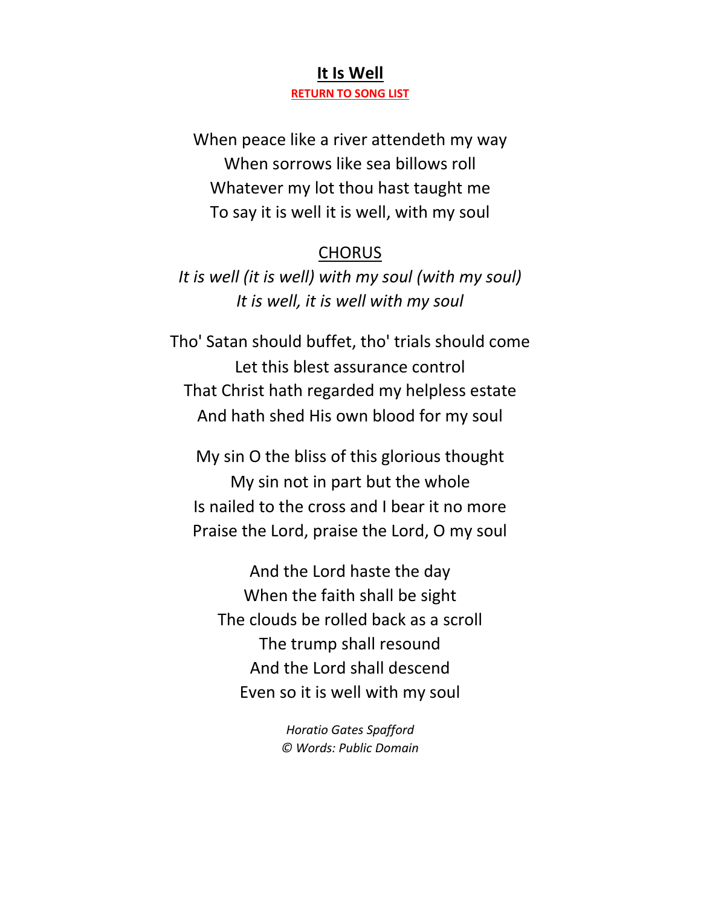# It Is Well

**RETURN TO SONG LIST**

When peace like a river attendeth my way
When sorrows like sea billows roll
Whatever my lot thou hast taught me
To say it is well it is well, with my soul

CHORUS

*It is well (it is well) with my soul (with my soul)*
*It is well, it is well with my soul*

Tho' Satan should buffet, tho' trials should come
Let this blest assurance control
That Christ hath regarded my helpless estate
And hath shed His own blood for my soul

My sin O the bliss of this glorious thought
My sin not in part but the whole
Is nailed to the cross and I bear it no more
Praise the Lord, praise the Lord, O my soul

And the Lord haste the day
When the faith shall be sight
The clouds be rolled back as a scroll
The trump shall resound
And the Lord shall descend
Even so it is well with my soul

*Horatio Gates Spafford*
*© Words: Public Domain*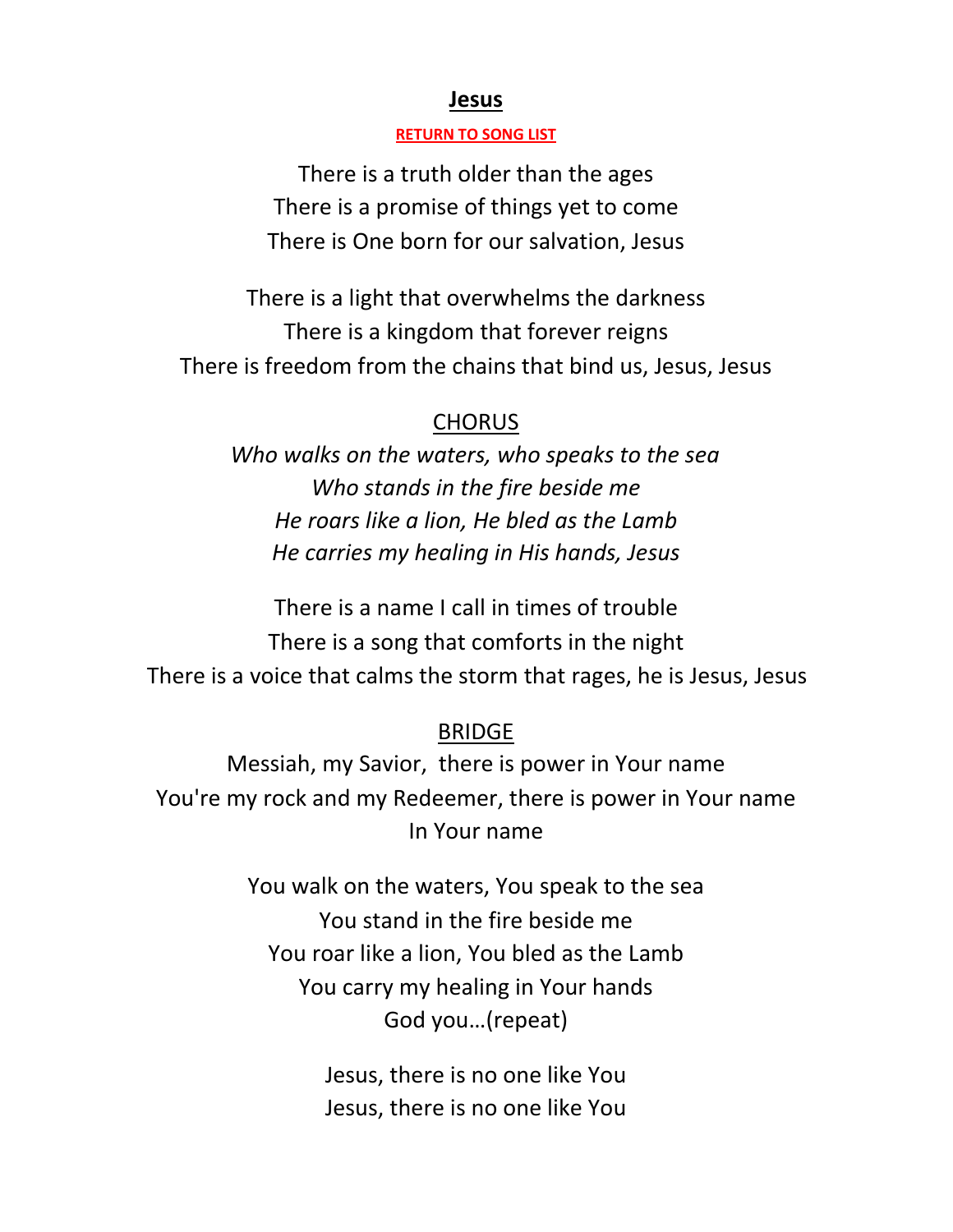# **Jesus**

**RETURN TO SONG LIST**

There is a truth older than the ages
There is a promise of things yet to come
There is One born for our salvation, Jesus

There is a light that overwhelms the darkness
There is a kingdom that forever reigns
There is freedom from the chains that bind us, Jesus, Jesus

CHORUS

*Who walks on the waters, who speaks to the sea*
*Who stands in the fire beside me*
*He roars like a lion, He bled as the Lamb*
*He carries my healing in His hands, Jesus*

There is a name I call in times of trouble
There is a song that comforts in the night
There is a voice that calms the storm that rages, he is Jesus, Jesus

BRIDGE

Messiah, my Savior, there is power in Your name
You're my rock and my Redeemer, there is power in Your name
In Your name

You walk on the waters, You speak to the sea
You stand in the fire beside me
You roar like a lion, You bled as the Lamb
You carry my healing in Your hands
God you…(repeat)

Jesus, there is no one like You
Jesus, there is no one like You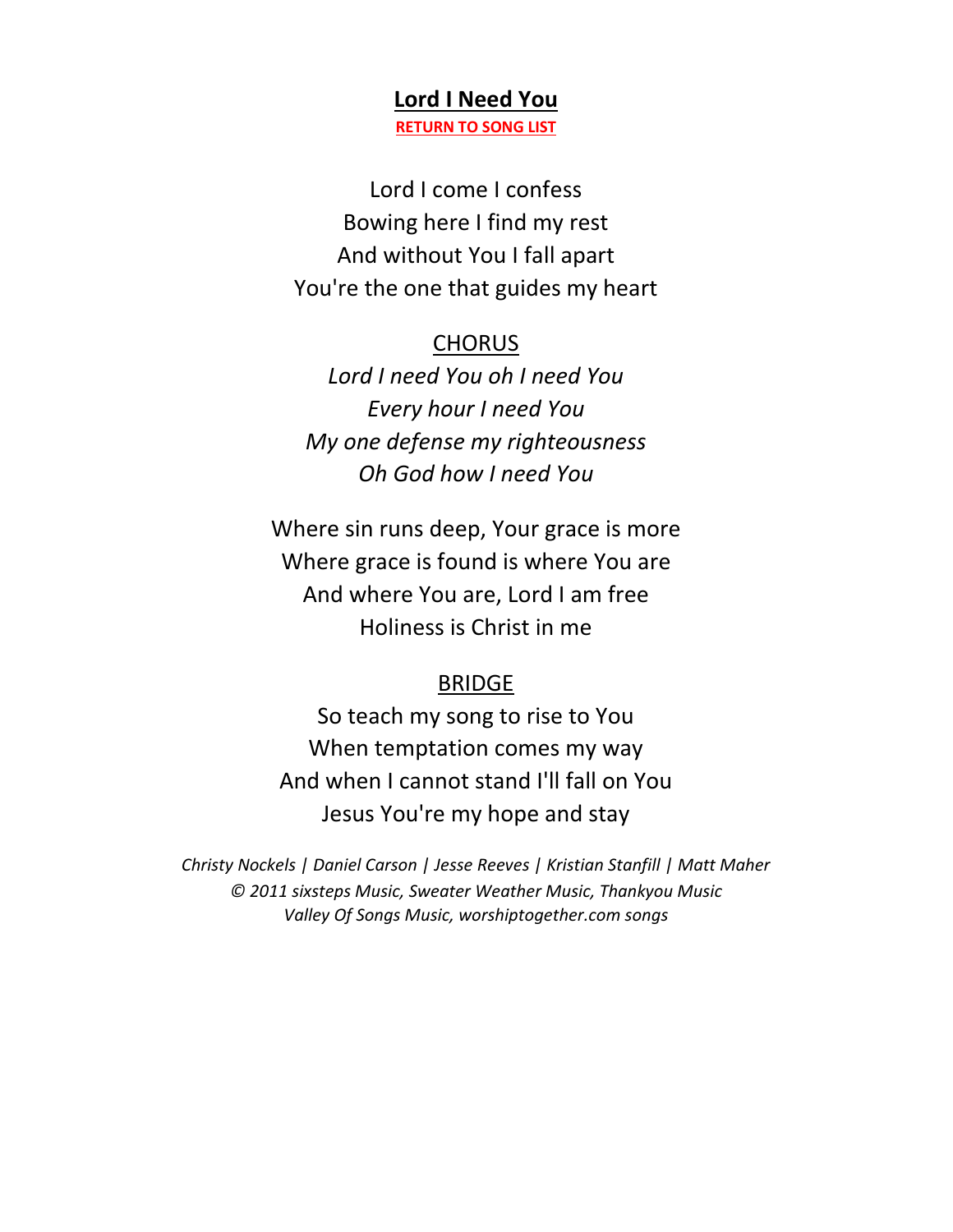# **Lord I Need You**

**RETURN TO SONG LIST**

Lord I come I confess
Bowing here I find my rest
And without You I fall apart
You're the one that guides my heart

CHORUS

*Lord I need You oh I need You*
*Every hour I need You*
*My one defense my righteousness*
*Oh God how I need You*

Where sin runs deep, Your grace is more
Where grace is found is where You are
And where You are, Lord I am free
Holiness is Christ in me

BRIDGE

So teach my song to rise to You
When temptation comes my way
And when I cannot stand I'll fall on You
Jesus You're my hope and stay

*Christy Nockels | Daniel Carson | Jesse Reeves | Kristian Stanfill | Matt Maher*
*© 2011 sixsteps Music, Sweater Weather Music, Thankyou Music*
*Valley Of Songs Music, worshiptogether.com songs*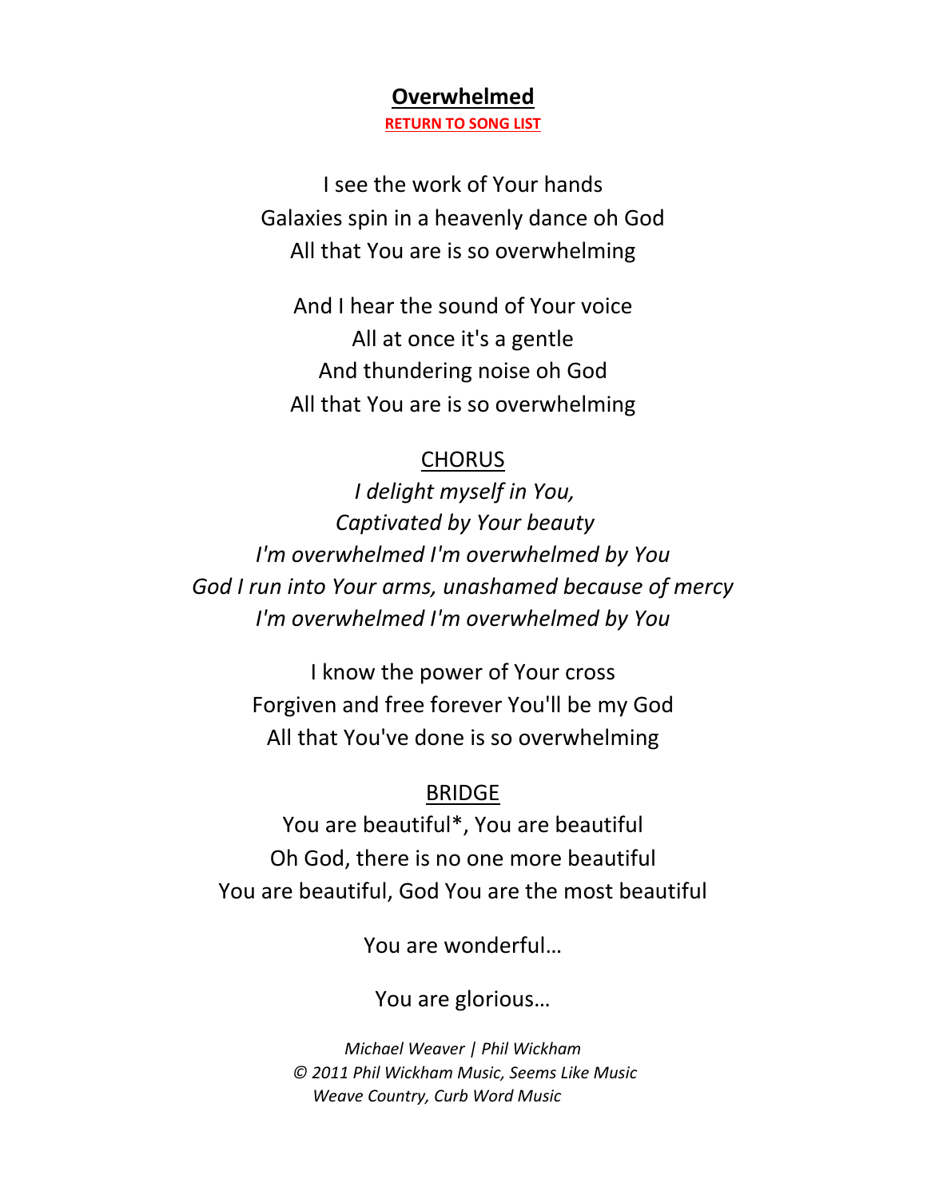# Overwhelmed

RETURN TO SONG LIST

I see the work of Your hands
Galaxies spin in a heavenly dance oh God
All that You are is so overwhelming

And I hear the sound of Your voice
All at once it's a gentle
And thundering noise oh God
All that You are is so overwhelming

CHORUS

*I delight myself in You,*
*Captivated by Your beauty*
*I'm overwhelmed I'm overwhelmed by You*
*God I run into Your arms, unashamed because of mercy*
*I'm overwhelmed I'm overwhelmed by You*

I know the power of Your cross
Forgiven and free forever You'll be my God
All that You've done is so overwhelming

BRIDGE

You are beautiful*, You are beautiful
Oh God, there is no one more beautiful
You are beautiful, God You are the most beautiful

You are wonderful…

You are glorious…

*Michael Weaver | Phil Wickham*
*© 2011 Phil Wickham Music, Seems Like Music*
*Weave Country, Curb Word Music*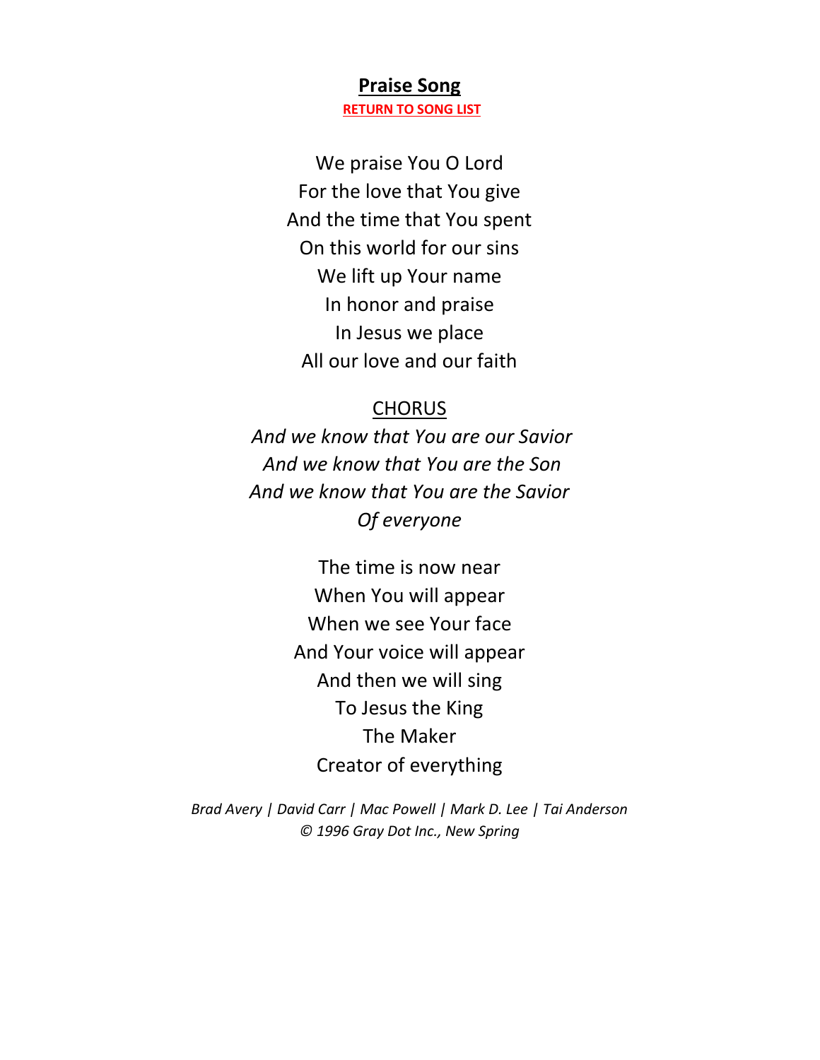## **Praise Song**

**RETURN TO SONG LIST**

We praise You O Lord
For the love that You give
And the time that You spent
On this world for our sins
We lift up Your name
In honor and praise
In Jesus we place
All our love and our faith

CHORUS

*And we know that You are our Savior*
*And we know that You are the Son*
*And we know that You are the Savior*
*Of everyone*

The time is now near
When You will appear
When we see Your face
And Your voice will appear
And then we will sing
To Jesus the King
The Maker
Creator of everything

*Brad Avery | David Carr | Mac Powell | Mark D. Lee | Tai Anderson*
*© 1996 Gray Dot Inc., New Spring*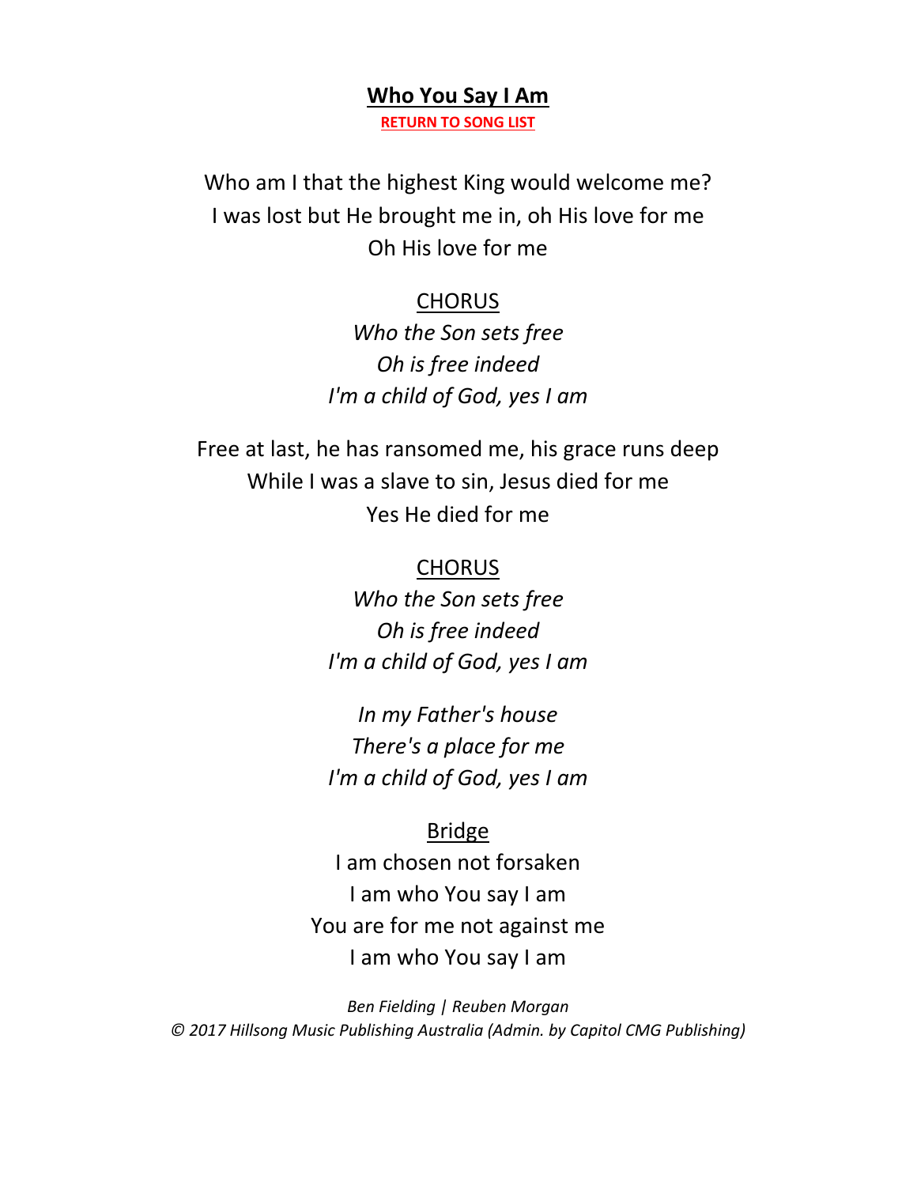## **Who You Say I Am**

**RETURN TO SONG LIST**

Who am I that the highest King would welcome me?
I was lost but He brought me in, oh His love for me
Oh His love for me

CHORUS

*Who the Son sets free*
*Oh is free indeed*
*I'm a child of God, yes I am*

Free at last, he has ransomed me, his grace runs deep
While I was a slave to sin, Jesus died for me
Yes He died for me

CHORUS

*Who the Son sets free*
*Oh is free indeed*
*I'm a child of God, yes I am*

*In my Father's house*
*There's a place for me*
*I'm a child of God, yes I am*

Bridge

I am chosen not forsaken
I am who You say I am
You are for me not against me
I am who You say I am

*Ben Fielding | Reuben Morgan*
*© 2017 Hillsong Music Publishing Australia (Admin. by Capitol CMG Publishing)*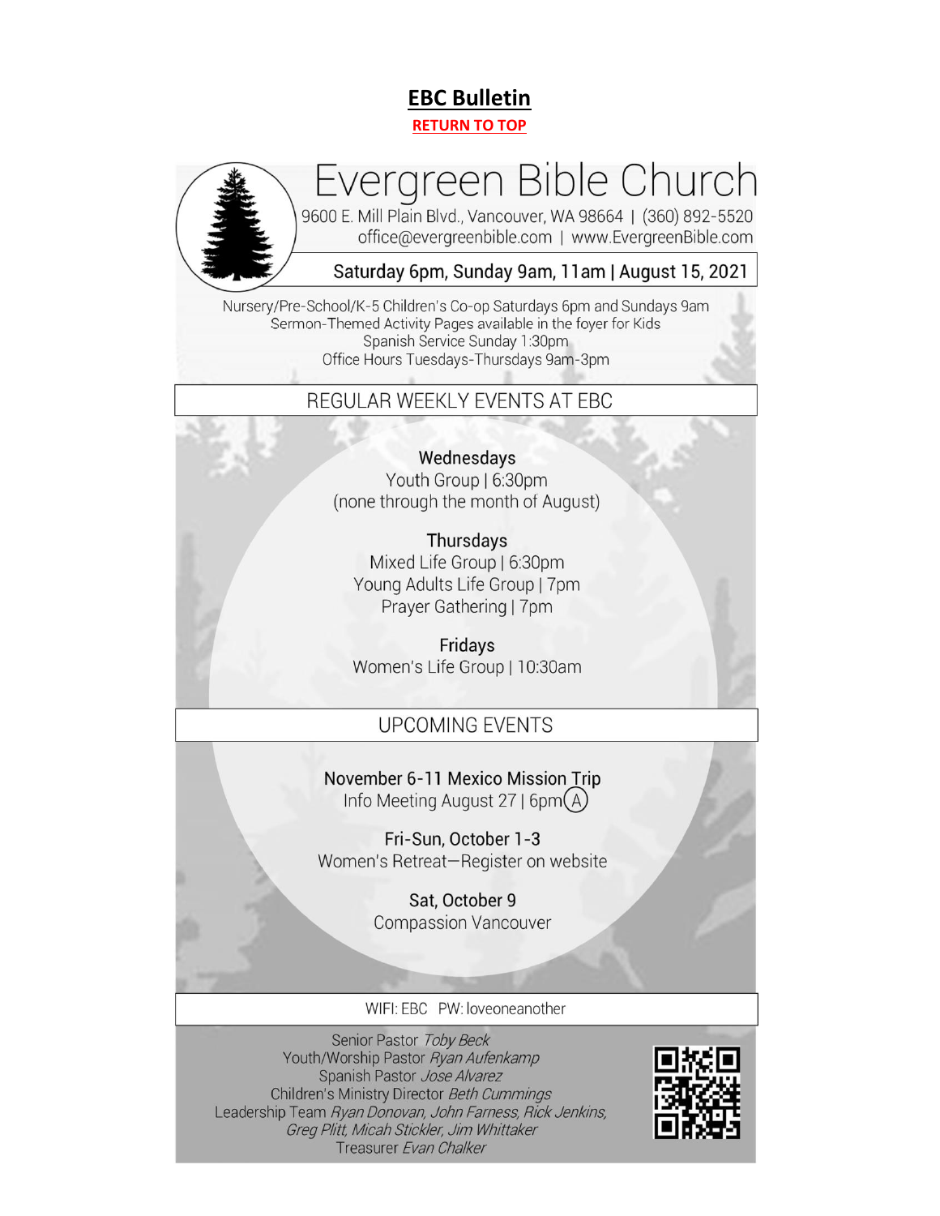## EBC Bulletin

**RETURN TO TOP**

# Evergreen Bible Church

9600 E. Mill Plain Blvd., Vancouver, WA 98664 | (360) 892-5520
office@evergreenbible.com | www.EvergreenBible.com

Saturday 6pm, Sunday 9am, 11am | August 15, 2021

Nursery/Pre-School/K-5 Children's Co-op Saturdays 6pm and Sundays 9am
Sermon-Themed Activity Pages available in the foyer for Kids
Spanish Service Sunday 1:30pm
Office Hours Tuesdays-Thursdays 9am-3pm

## REGULAR WEEKLY EVENTS AT EBC

**Wednesdays**
Youth Group | 6:30pm
(none through the month of August)

**Thursdays**
Mixed Life Group | 6:30pm
Young Adults Life Group | 7pm
Prayer Gathering | 7pm

**Fridays**
Women's Life Group | 10:30am

## UPCOMING EVENTS

**November 6-11 Mexico Mission Trip**
Info Meeting August 27 | 6pm (A)

**Fri-Sun, October 1-3**
Women's Retreat—Register on website

**Sat, October 9**
Compassion Vancouver

WIFI: EBC PW: loveoneanother

Senior Pastor *Toby Beck*
Youth/Worship Pastor *Ryan Aufenkamp*
Spanish Pastor *Jose Alvarez*
Children's Ministry Director *Beth Cummings*
Leadership Team *Ryan Donovan, John Farness, Rick Jenkins, Greg Plitt, Micah Stickler, Jim Whittaker*
Treasurer *Evan Chalker*